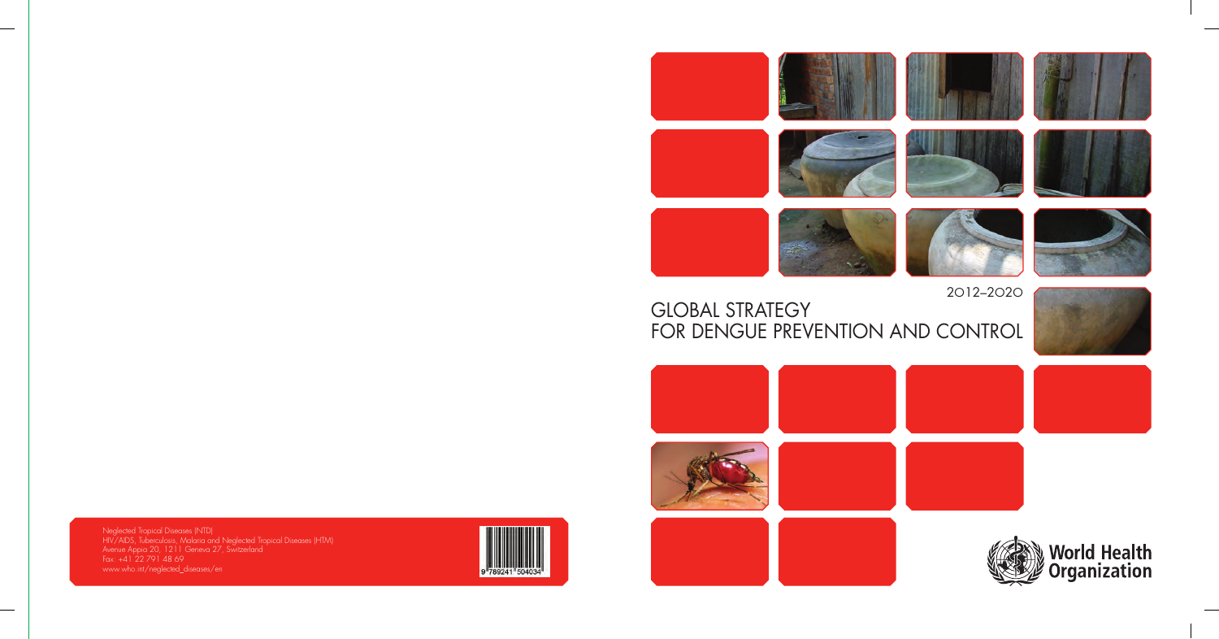# GLOBAL STRATEGY FOR DENGUE PREVENTION AND CONTROL

2012–2020

World Health Organization

Neglected Tropical Diseases (NTD)
HIV/AIDS, Tuberculosis, Malaria and Neglected Tropical Diseases (HTM)
Avenue Appia 20, 1211 Geneva 27, Switzerland
Fax: +41 22 791 48 69
www.who.int/neglected_diseases/en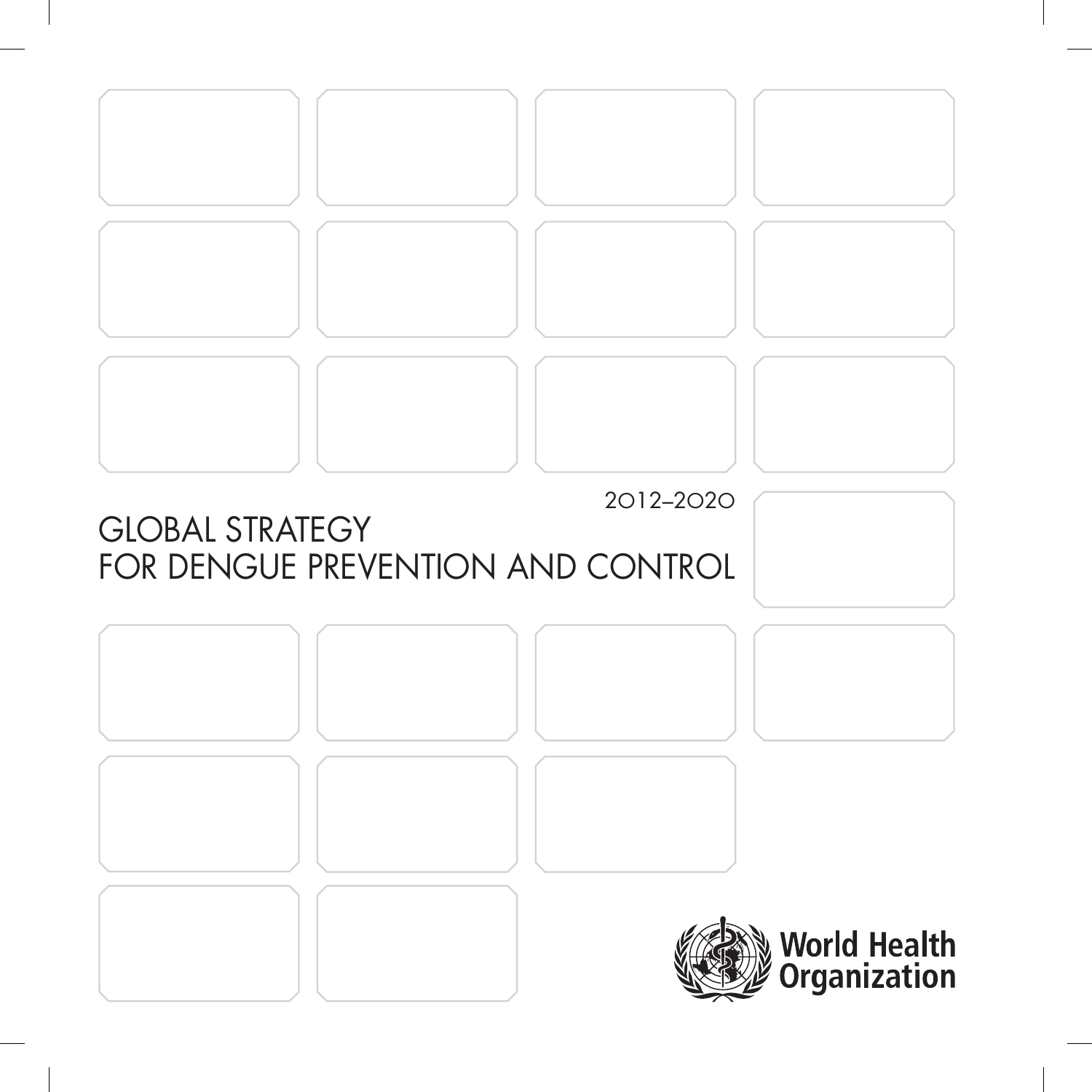2012–2020

# GLOBAL STRATEGY FOR DENGUE PREVENTION AND CONTROL

World Health Organization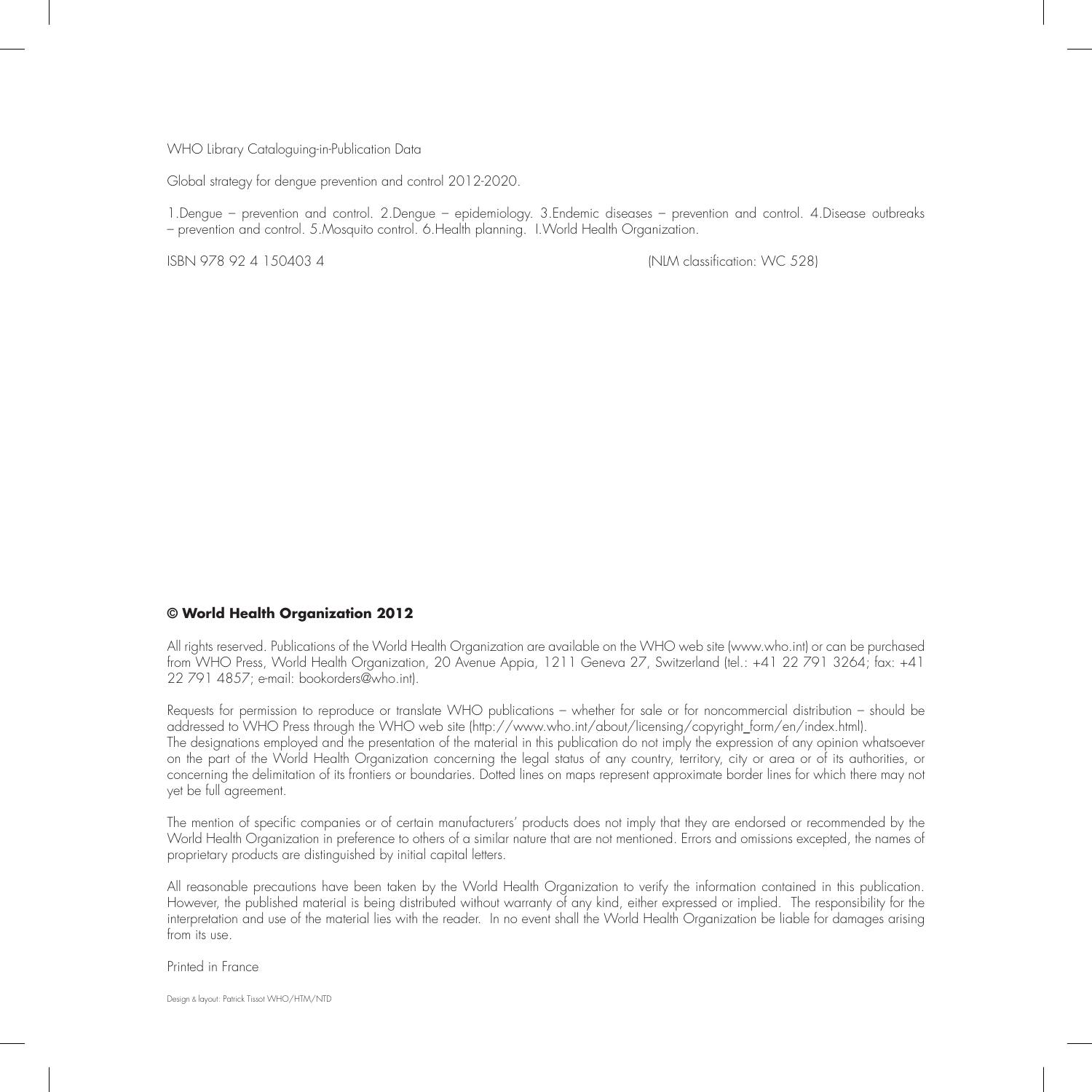WHO Library Cataloguing-in-Publication Data

Global strategy for dengue prevention and control 2012-2020.

1.Dengue – prevention and control. 2.Dengue – epidemiology. 3.Endemic diseases – prevention and control. 4.Disease outbreaks – prevention and control. 5.Mosquito control. 6.Health planning. I.World Health Organization.

ISBN 978 92 4 150403 4 (NLM classification: WC 528)

**© World Health Organization 2012**

All rights reserved. Publications of the World Health Organization are available on the WHO web site (www.who.int) or can be purchased from WHO Press, World Health Organization, 20 Avenue Appia, 1211 Geneva 27, Switzerland (tel.: +41 22 791 3264; fax: +41 22 791 4857; e-mail: bookorders@who.int).

Requests for permission to reproduce or translate WHO publications – whether for sale or for noncommercial distribution – should be addressed to WHO Press through the WHO web site (http://www.who.int/about/licensing/copyright_form/en/index.html).
The designations employed and the presentation of the material in this publication do not imply the expression of any opinion whatsoever on the part of the World Health Organization concerning the legal status of any country, territory, city or area or of its authorities, or concerning the delimitation of its frontiers or boundaries. Dotted lines on maps represent approximate border lines for which there may not yet be full agreement.

The mention of specific companies or of certain manufacturers' products does not imply that they are endorsed or recommended by the World Health Organization in preference to others of a similar nature that are not mentioned. Errors and omissions excepted, the names of proprietary products are distinguished by initial capital letters.

All reasonable precautions have been taken by the World Health Organization to verify the information contained in this publication. However, the published material is being distributed without warranty of any kind, either expressed or implied. The responsibility for the interpretation and use of the material lies with the reader. In no event shall the World Health Organization be liable for damages arising from its use.

Printed in France

Design & layout: Patrick Tissot WHO/HTM/NTD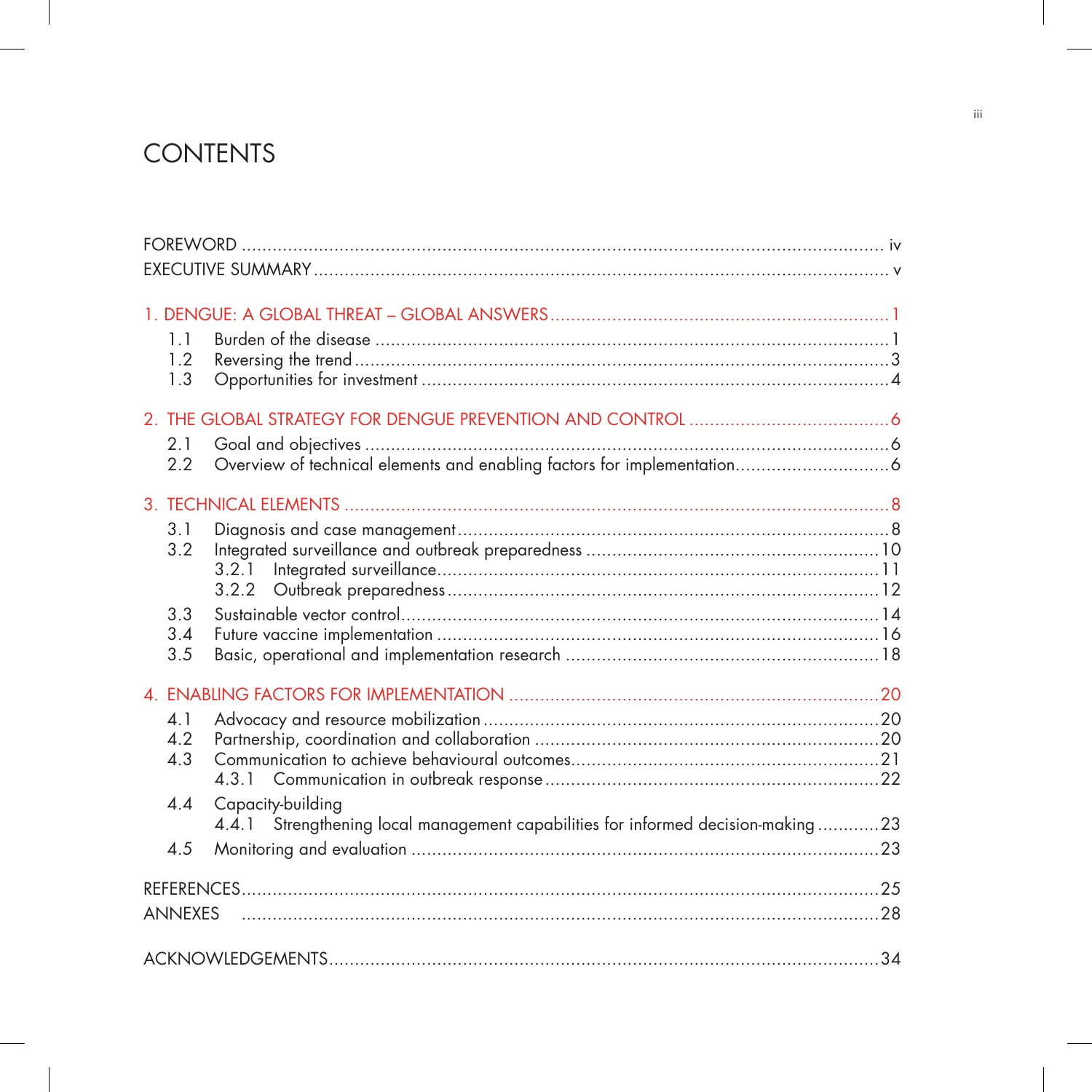# CONTENTS

FOREWORD .......... iv
EXECUTIVE SUMMARY .......... v

1. DENGUE: A GLOBAL THREAT – GLOBAL ANSWERS .......... 1
   - 1.1 Burden of the disease .......... 1
   - 1.2 Reversing the trend .......... 3
   - 1.3 Opportunities for investment .......... 4

2. THE GLOBAL STRATEGY FOR DENGUE PREVENTION AND CONTROL .......... 6
   - 2.1 Goal and objectives .......... 6
   - 2.2 Overview of technical elements and enabling factors for implementation .......... 6

3. TECHNICAL ELEMENTS .......... 8
   - 3.1 Diagnosis and case management .......... 8
   - 3.2 Integrated surveillance and outbreak preparedness .......... 10
     - 3.2.1 Integrated surveillance .......... 11
     - 3.2.2 Outbreak preparedness .......... 12
   - 3.3 Sustainable vector control .......... 14
   - 3.4 Future vaccine implementation .......... 16
   - 3.5 Basic, operational and implementation research .......... 18

4. ENABLING FACTORS FOR IMPLEMENTATION .......... 20
   - 4.1 Advocacy and resource mobilization .......... 20
   - 4.2 Partnership, coordination and collaboration .......... 20
   - 4.3 Communication to achieve behavioural outcomes .......... 21
     - 4.3.1 Communication in outbreak response .......... 22
   - 4.4 Capacity-building
     - 4.4.1 Strengthening local management capabilities for informed decision-making .......... 23
   - 4.5 Monitoring and evaluation .......... 23

REFERENCES .......... 25
ANNEXES .......... 28

ACKNOWLEDGEMENTS .......... 34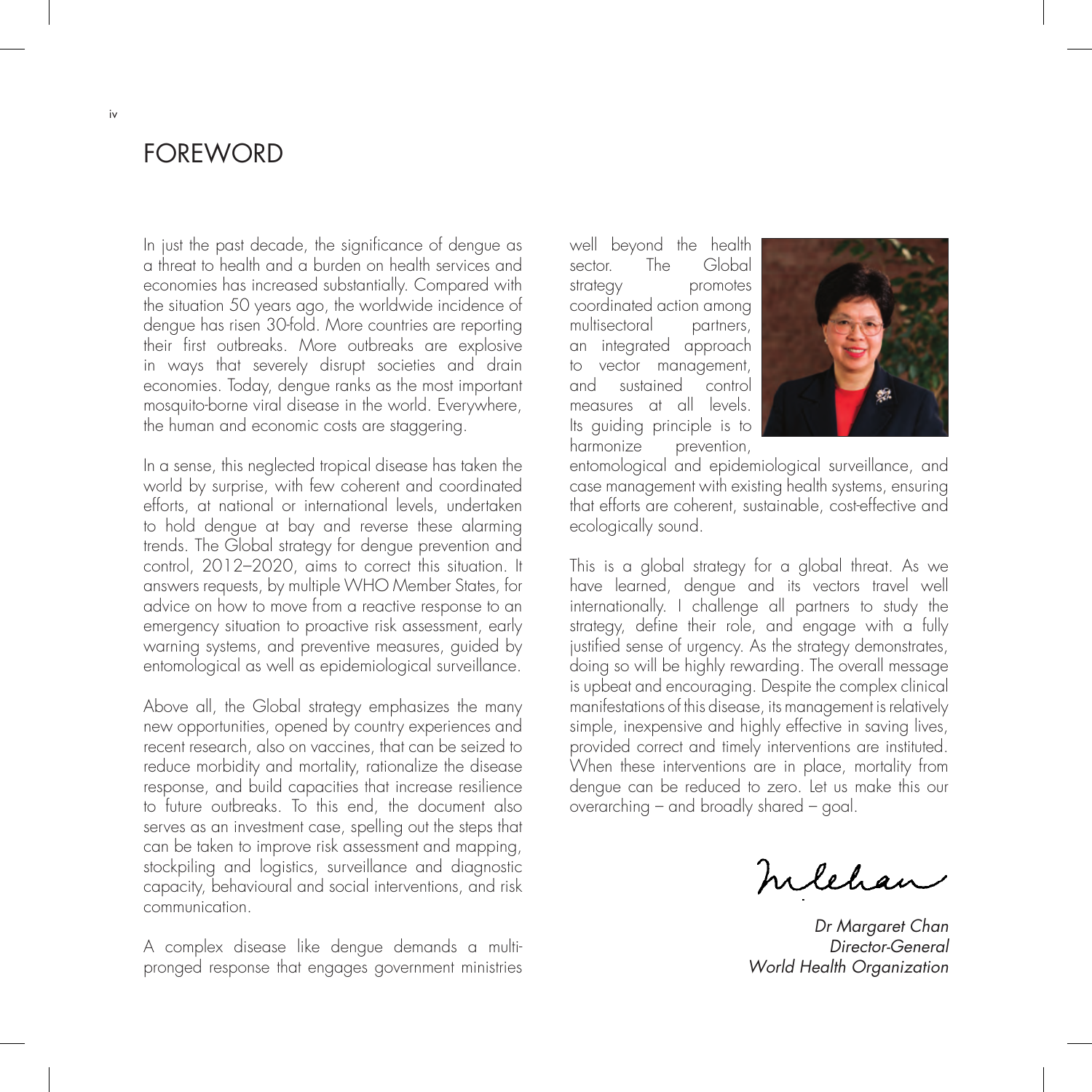# FOREWORD

In just the past decade, the significance of dengue as a threat to health and a burden on health services and economies has increased substantially. Compared with the situation 50 years ago, the worldwide incidence of dengue has risen 30-fold. More countries are reporting their first outbreaks. More outbreaks are explosive in ways that severely disrupt societies and drain economies. Today, dengue ranks as the most important mosquito-borne viral disease in the world. Everywhere, the human and economic costs are staggering.

In a sense, this neglected tropical disease has taken the world by surprise, with few coherent and coordinated efforts, at national or international levels, undertaken to hold dengue at bay and reverse these alarming trends. The Global strategy for dengue prevention and control, 2012–2020, aims to correct this situation. It answers requests, by multiple WHO Member States, for advice on how to move from a reactive response to an emergency situation to proactive risk assessment, early warning systems, and preventive measures, guided by entomological as well as epidemiological surveillance.

Above all, the Global strategy emphasizes the many new opportunities, opened by country experiences and recent research, also on vaccines, that can be seized to reduce morbidity and mortality, rationalize the disease response, and build capacities that increase resilience to future outbreaks. To this end, the document also serves as an investment case, spelling out the steps that can be taken to improve risk assessment and mapping, stockpiling and logistics, surveillance and diagnostic capacity, behavioural and social interventions, and risk communication.

A complex disease like dengue demands a multi-pronged response that engages government ministries well beyond the health sector. The Global strategy promotes coordinated action among multisectoral partners, an integrated approach to vector management, and sustained control measures at all levels. Its guiding principle is to harmonize prevention, entomological and epidemiological surveillance, and case management with existing health systems, ensuring that efforts are coherent, sustainable, cost-effective and ecologically sound.

This is a global strategy for a global threat. As we have learned, dengue and its vectors travel well internationally. I challenge all partners to study the strategy, define their role, and engage with a fully justified sense of urgency. As the strategy demonstrates, doing so will be highly rewarding. The overall message is upbeat and encouraging. Despite the complex clinical manifestations of this disease, its management is relatively simple, inexpensive and highly effective in saving lives, provided correct and timely interventions are instituted. When these interventions are in place, mortality from dengue can be reduced to zero. Let us make this our overarching – and broadly shared – goal.

*Dr Margaret Chan*
*Director-General*
*World Health Organization*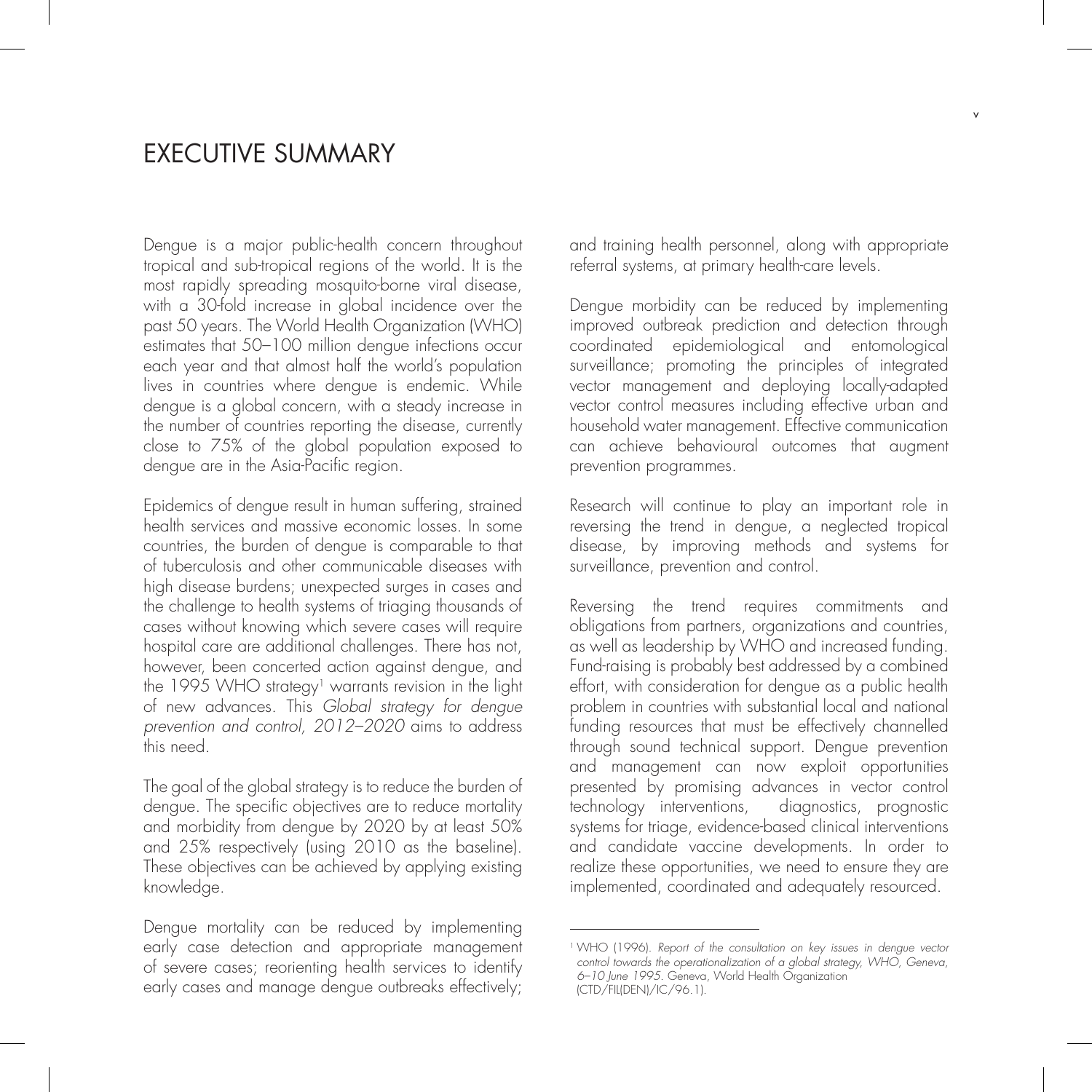# EXECUTIVE SUMMARY

Dengue is a major public-health concern throughout tropical and sub-tropical regions of the world. It is the most rapidly spreading mosquito-borne viral disease, with a 30-fold increase in global incidence over the past 50 years. The World Health Organization (WHO) estimates that 50–100 million dengue infections occur each year and that almost half the world's population lives in countries where dengue is endemic. While dengue is a global concern, with a steady increase in the number of countries reporting the disease, currently close to 75% of the global population exposed to dengue are in the Asia-Pacific region.

Epidemics of dengue result in human suffering, strained health services and massive economic losses. In some countries, the burden of dengue is comparable to that of tuberculosis and other communicable diseases with high disease burdens; unexpected surges in cases and the challenge to health systems of triaging thousands of cases without knowing which severe cases will require hospital care are additional challenges. There has not, however, been concerted action against dengue, and the 1995 WHO strategy[1] warrants revision in the light of new advances. This *Global strategy for dengue prevention and control, 2012–2020* aims to address this need.

The goal of the global strategy is to reduce the burden of dengue. The specific objectives are to reduce mortality and morbidity from dengue by 2020 by at least 50% and 25% respectively (using 2010 as the baseline). These objectives can be achieved by applying existing knowledge.

Dengue mortality can be reduced by implementing early case detection and appropriate management of severe cases; reorienting health services to identify early cases and manage dengue outbreaks effectively; and training health personnel, along with appropriate referral systems, at primary health-care levels.

Dengue morbidity can be reduced by implementing improved outbreak prediction and detection through coordinated epidemiological and entomological surveillance; promoting the principles of integrated vector management and deploying locally-adapted vector control measures including effective urban and household water management. Effective communication can achieve behavioural outcomes that augment prevention programmes.

Research will continue to play an important role in reversing the trend in dengue, a neglected tropical disease, by improving methods and systems for surveillance, prevention and control.

Reversing the trend requires commitments and obligations from partners, organizations and countries, as well as leadership by WHO and increased funding. Fund-raising is probably best addressed by a combined effort, with consideration for dengue as a public health problem in countries with substantial local and national funding resources that must be effectively channelled through sound technical support. Dengue prevention and management can now exploit opportunities presented by promising advances in vector control technology interventions, diagnostics, prognostic systems for triage, evidence-based clinical interventions and candidate vaccine developments. In order to realize these opportunities, we need to ensure they are implemented, coordinated and adequately resourced.

---

[1] WHO (1996). *Report of the consultation on key issues in dengue vector control towards the operationalization of a global strategy, WHO, Geneva, 6–10 June 1995*. Geneva, World Health Organization (CTD/FIL(DEN)/IC/96.1).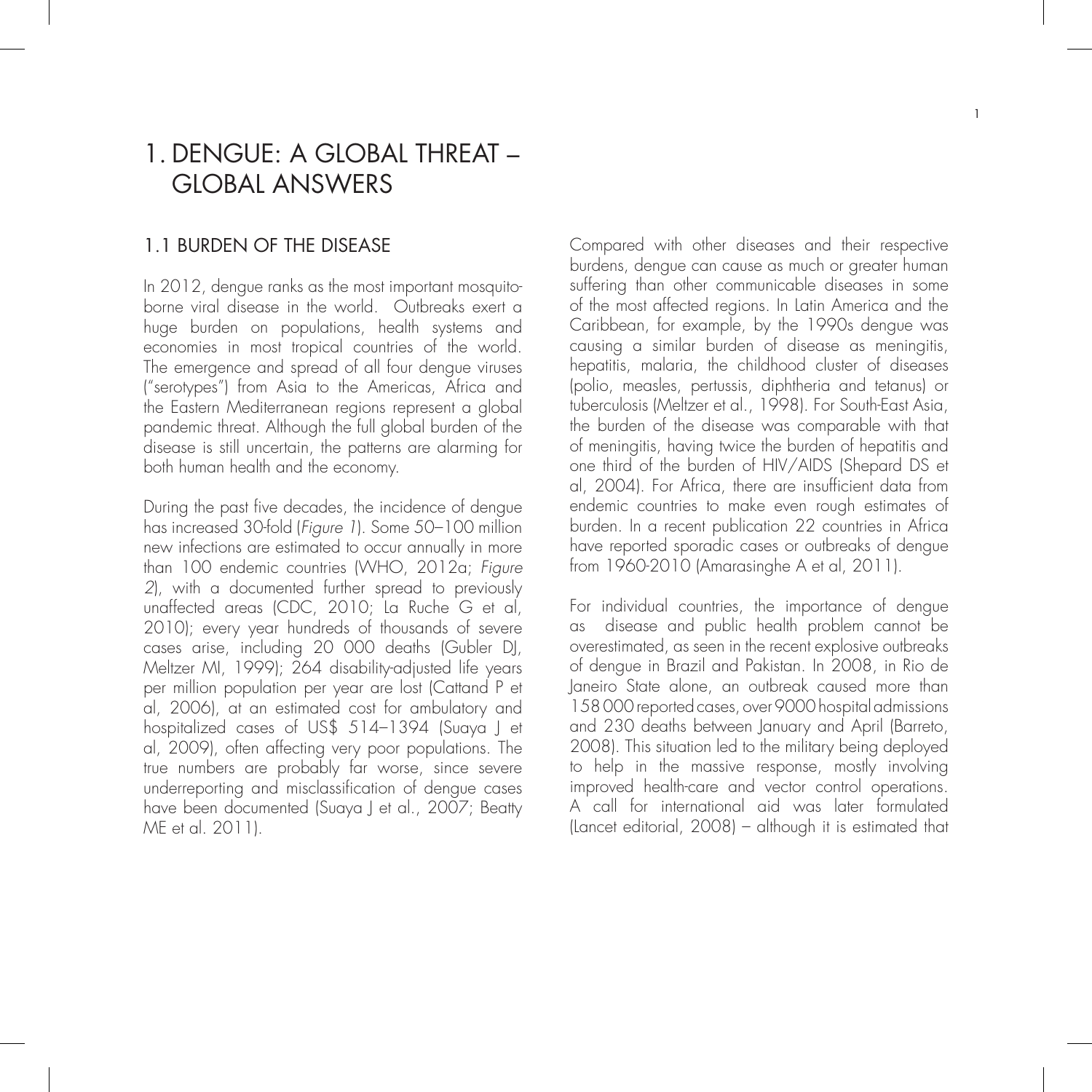# 1. DENGUE: A GLOBAL THREAT – GLOBAL ANSWERS

## 1.1 BURDEN OF THE DISEASE

In 2012, dengue ranks as the most important mosquito-borne viral disease in the world. Outbreaks exert a huge burden on populations, health systems and economies in most tropical countries of the world. The emergence and spread of all four dengue viruses ("serotypes") from Asia to the Americas, Africa and the Eastern Mediterranean regions represent a global pandemic threat. Although the full global burden of the disease is still uncertain, the patterns are alarming for both human health and the economy.

During the past five decades, the incidence of dengue has increased 30-fold (*Figure 1*). Some 50–100 million new infections are estimated to occur annually in more than 100 endemic countries (WHO, 2012a; *Figure 2*), with a documented further spread to previously unaffected areas (CDC, 2010; La Ruche G et al, 2010); every year hundreds of thousands of severe cases arise, including 20 000 deaths (Gubler DJ, Meltzer MI, 1999); 264 disability-adjusted life years per million population per year are lost (Cattand P et al, 2006), at an estimated cost for ambulatory and hospitalized cases of US$ 514–1394 (Suaya J et al, 2009), often affecting very poor populations. The true numbers are probably far worse, since severe underreporting and misclassification of dengue cases have been documented (Suaya J et al., 2007; Beatty ME et al. 2011).

Compared with other diseases and their respective burdens, dengue can cause as much or greater human suffering than other communicable diseases in some of the most affected regions. In Latin America and the Caribbean, for example, by the 1990s dengue was causing a similar burden of disease as meningitis, hepatitis, malaria, the childhood cluster of diseases (polio, measles, pertussis, diphtheria and tetanus) or tuberculosis (Meltzer et al., 1998). For South-East Asia, the burden of the disease was comparable with that of meningitis, having twice the burden of hepatitis and one third of the burden of HIV/AIDS (Shepard DS et al, 2004). For Africa, there are insufficient data from endemic countries to make even rough estimates of burden. In a recent publication 22 countries in Africa have reported sporadic cases or outbreaks of dengue from 1960-2010 (Amarasinghe A et al, 2011).

For individual countries, the importance of dengue as disease and public health problem cannot be overestimated, as seen in the recent explosive outbreaks of dengue in Brazil and Pakistan. In 2008, in Rio de Janeiro State alone, an outbreak caused more than 158 000 reported cases, over 9000 hospital admissions and 230 deaths between January and April (Barreto, 2008). This situation led to the military being deployed to help in the massive response, mostly involving improved health-care and vector control operations. A call for international aid was later formulated (Lancet editorial, 2008) – although it is estimated that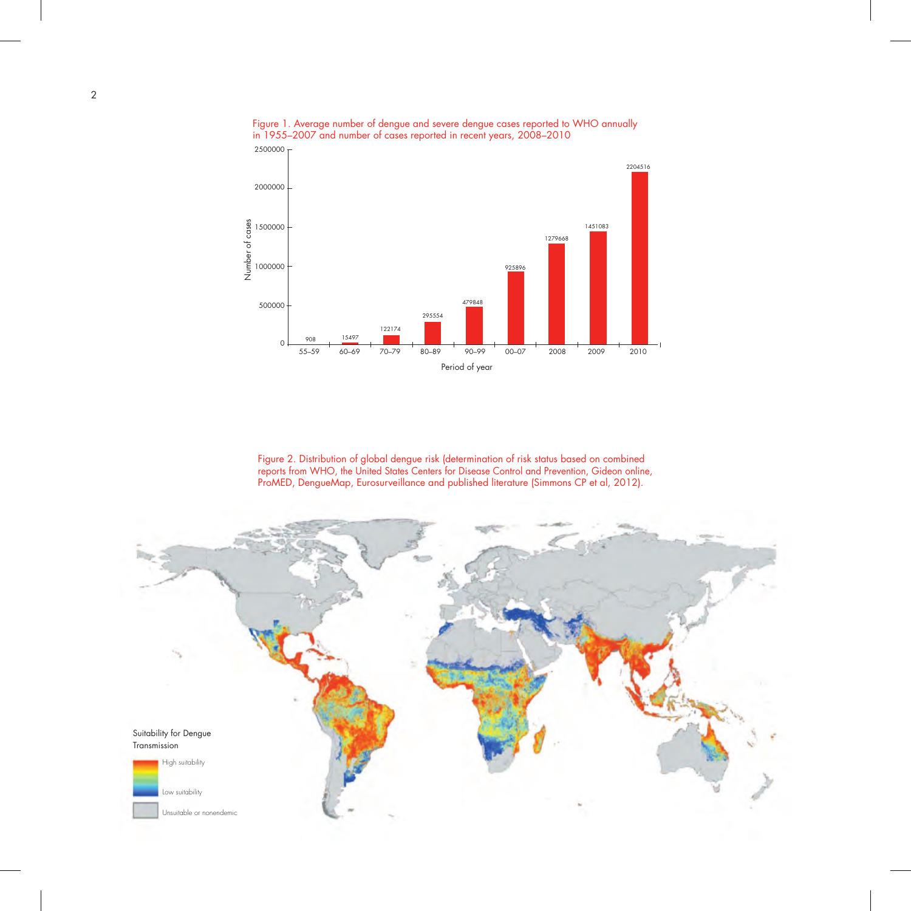Figure 1. Average number of dengue and severe dengue cases reported to WHO annually in 1955–2007 and number of cases reported in recent years, 2008–2010

| Period of year | Number of cases |
|---|---|
| 55–59 | 908 |
| 60–69 | 15497 |
| 70–79 | 122174 |
| 80–89 | 295554 |
| 90–99 | 479848 |
| 00–07 | 925896 |
| 2008 | 1279668 |
| 2009 | 1451083 |
| 2010 | 2204516 |

Figure 2. Distribution of global dengue risk (determination of risk status based on combined reports from WHO, the United States Centers for Disease Control and Prevention, Gideon online, ProMED, DengueMap, Eurosurveillance and published literature (Simmons CP et al, 2012).

Suitability for Dengue Transmission

High suitability

Low suitability

Unsuitable or nonendemic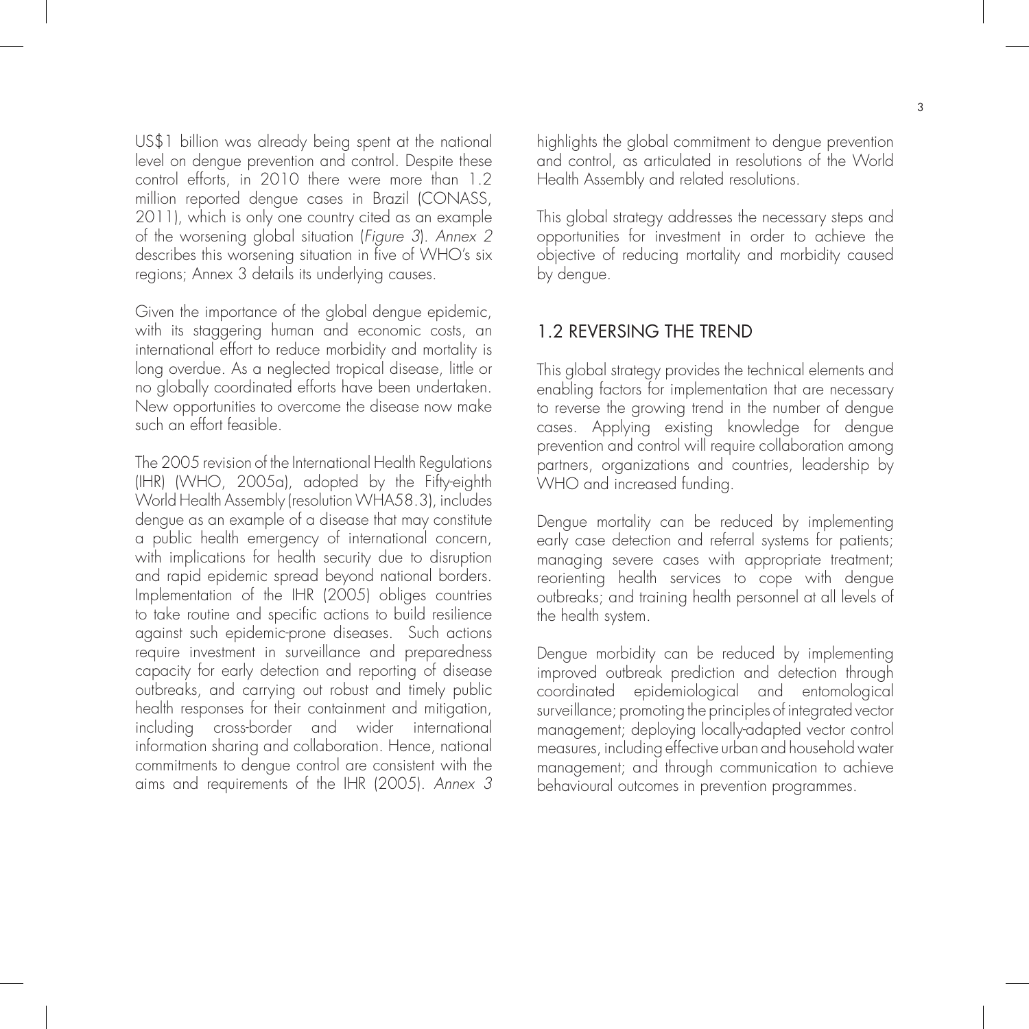US$1 billion was already being spent at the national level on dengue prevention and control. Despite these control efforts, in 2010 there were more than 1.2 million reported dengue cases in Brazil (CONASS, 2011), which is only one country cited as an example of the worsening global situation (*Figure 3*). *Annex 2* describes this worsening situation in five of WHO's six regions; Annex 3 details its underlying causes.

Given the importance of the global dengue epidemic, with its staggering human and economic costs, an international effort to reduce morbidity and mortality is long overdue. As a neglected tropical disease, little or no globally coordinated efforts have been undertaken. New opportunities to overcome the disease now make such an effort feasible.

The 2005 revision of the International Health Regulations (IHR) (WHO, 2005a), adopted by the Fifty-eighth World Health Assembly (resolution WHA58.3), includes dengue as an example of a disease that may constitute a public health emergency of international concern, with implications for health security due to disruption and rapid epidemic spread beyond national borders. Implementation of the IHR (2005) obliges countries to take routine and specific actions to build resilience against such epidemic-prone diseases. Such actions require investment in surveillance and preparedness capacity for early detection and reporting of disease outbreaks, and carrying out robust and timely public health responses for their containment and mitigation, including cross-border and wider international information sharing and collaboration. Hence, national commitments to dengue control are consistent with the aims and requirements of the IHR (2005). *Annex 3* highlights the global commitment to dengue prevention and control, as articulated in resolutions of the World Health Assembly and related resolutions.

This global strategy addresses the necessary steps and opportunities for investment in order to achieve the objective of reducing mortality and morbidity caused by dengue.

## 1.2 REVERSING THE TREND

This global strategy provides the technical elements and enabling factors for implementation that are necessary to reverse the growing trend in the number of dengue cases. Applying existing knowledge for dengue prevention and control will require collaboration among partners, organizations and countries, leadership by WHO and increased funding.

Dengue mortality can be reduced by implementing early case detection and referral systems for patients; managing severe cases with appropriate treatment; reorienting health services to cope with dengue outbreaks; and training health personnel at all levels of the health system.

Dengue morbidity can be reduced by implementing improved outbreak prediction and detection through coordinated epidemiological and entomological surveillance; promoting the principles of integrated vector management; deploying locally-adapted vector control measures, including effective urban and household water management; and through communication to achieve behavioural outcomes in prevention programmes.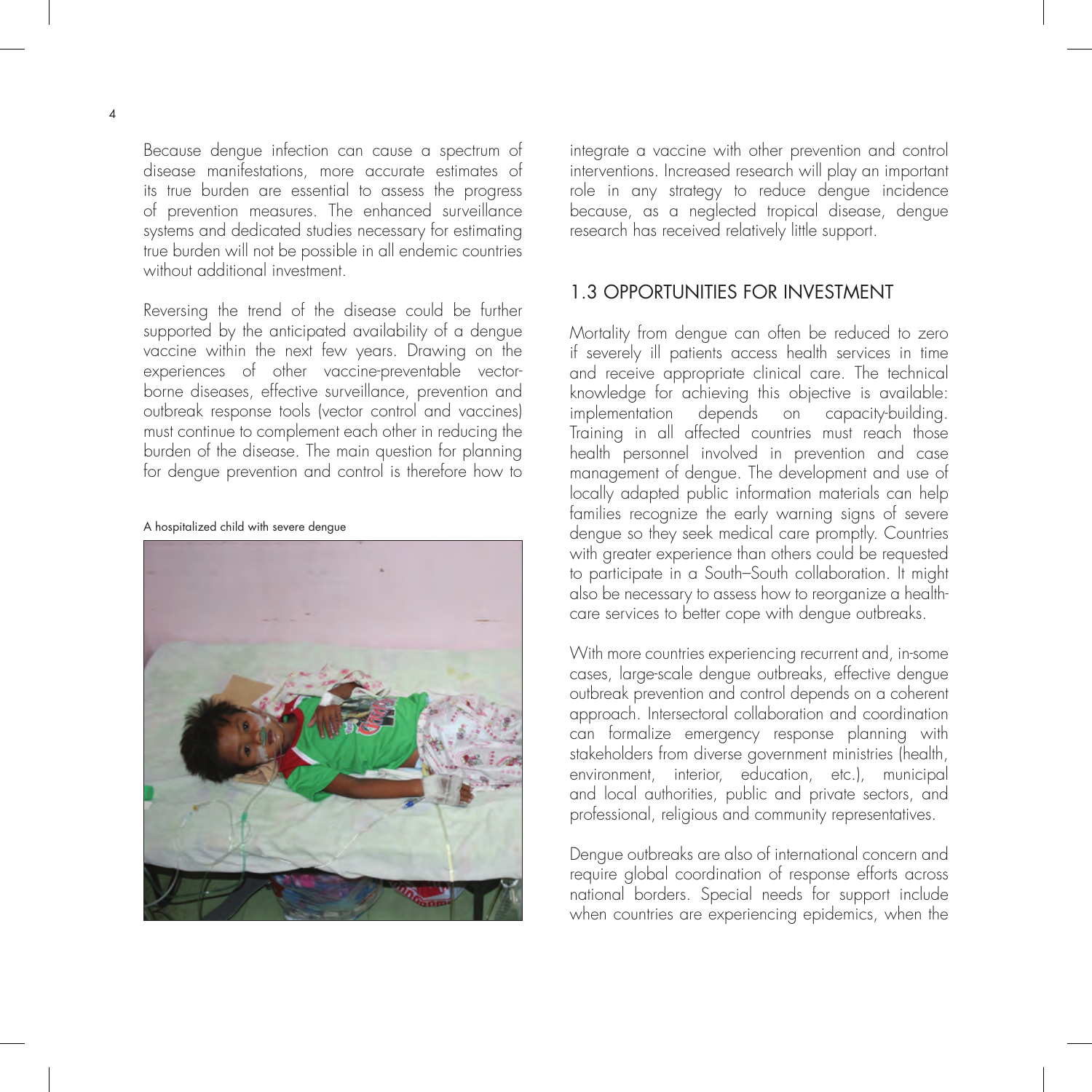Because dengue infection can cause a spectrum of disease manifestations, more accurate estimates of its true burden are essential to assess the progress of prevention measures. The enhanced surveillance systems and dedicated studies necessary for estimating true burden will not be possible in all endemic countries without additional investment.

Reversing the trend of the disease could be further supported by the anticipated availability of a dengue vaccine within the next few years. Drawing on the experiences of other vaccine-preventable vector-borne diseases, effective surveillance, prevention and outbreak response tools (vector control and vaccines) must continue to complement each other in reducing the burden of the disease. The main question for planning for dengue prevention and control is therefore how to integrate a vaccine with other prevention and control interventions. Increased research will play an important role in any strategy to reduce dengue incidence because, as a neglected tropical disease, dengue research has received relatively little support.

A hospitalized child with severe dengue

## 1.3 OPPORTUNITIES FOR INVESTMENT

Mortality from dengue can often be reduced to zero if severely ill patients access health services in time and receive appropriate clinical care. The technical knowledge for achieving this objective is available: implementation depends on capacity-building. Training in all affected countries must reach those health personnel involved in prevention and case management of dengue. The development and use of locally adapted public information materials can help families recognize the early warning signs of severe dengue so they seek medical care promptly. Countries with greater experience than others could be requested to participate in a South–South collaboration. It might also be necessary to assess how to reorganize a health-care services to better cope with dengue outbreaks.

With more countries experiencing recurrent and, in-some cases, large-scale dengue outbreaks, effective dengue outbreak prevention and control depends on a coherent approach. Intersectoral collaboration and coordination can formalize emergency response planning with stakeholders from diverse government ministries (health, environment, interior, education, etc.), municipal and local authorities, public and private sectors, and professional, religious and community representatives.

Dengue outbreaks are also of international concern and require global coordination of response efforts across national borders. Special needs for support include when countries are experiencing epidemics, when the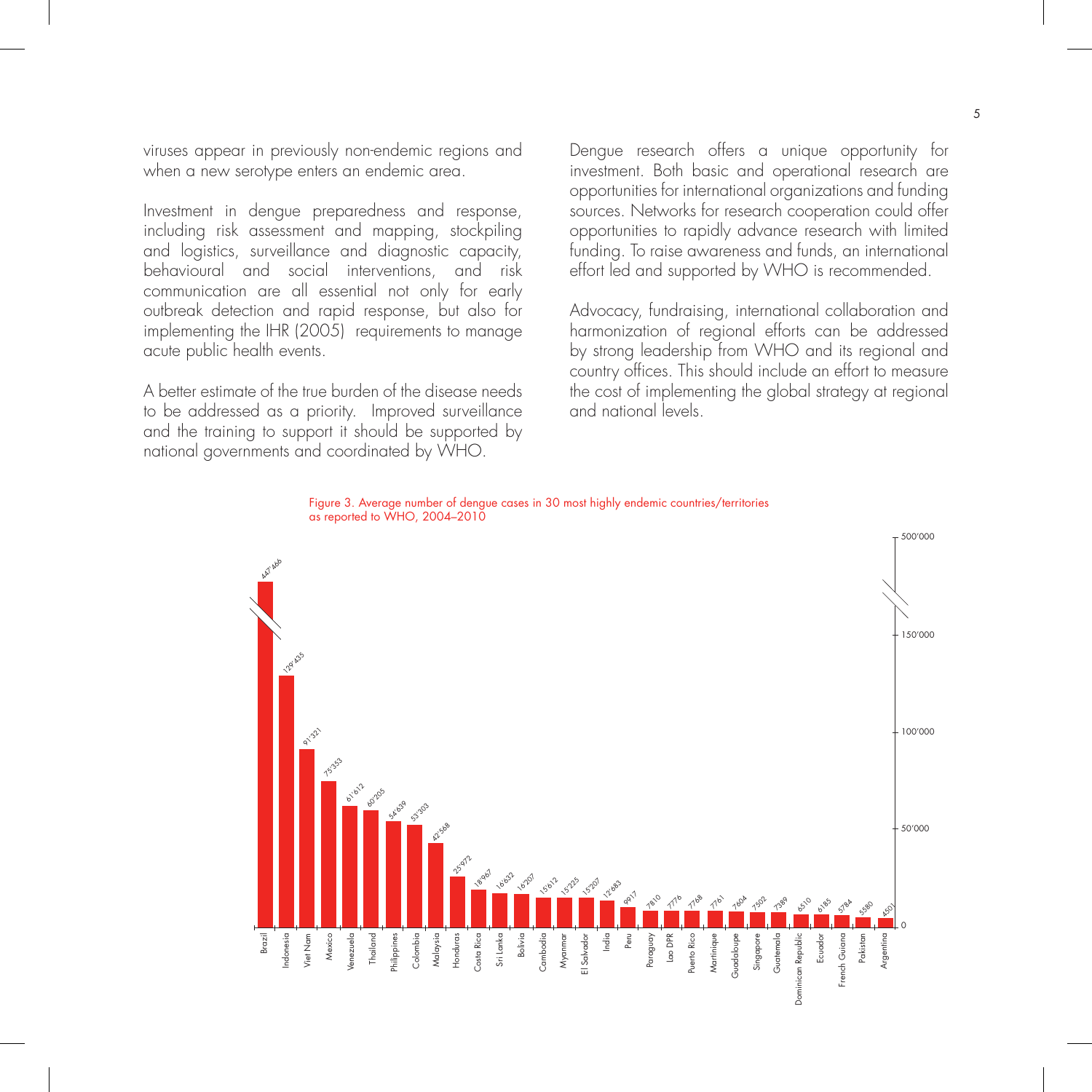viruses appear in previously non-endemic regions and when a new serotype enters an endemic area.

Investment in dengue preparedness and response, including risk assessment and mapping, stockpiling and logistics, surveillance and diagnostic capacity, behavioural and social interventions, and risk communication are all essential not only for early outbreak detection and rapid response, but also for implementing the IHR (2005) requirements to manage acute public health events.

A better estimate of the true burden of the disease needs to be addressed as a priority. Improved surveillance and the training to support it should be supported by national governments and coordinated by WHO.

Dengue research offers a unique opportunity for investment. Both basic and operational research are opportunities for international organizations and funding sources. Networks for research cooperation could offer opportunities to rapidly advance research with limited funding. To raise awareness and funds, an international effort led and supported by WHO is recommended.

Advocacy, fundraising, international collaboration and harmonization of regional efforts can be addressed by strong leadership from WHO and its regional and country offices. This should include an effort to measure the cost of implementing the global strategy at regional and national levels.

Figure 3. Average number of dengue cases in 30 most highly endemic countries/territories as reported to WHO, 2004–2010

| Country/territory | Average number of cases |
|---|---|
| Brazil | 447'466 |
| Indonesia | 129'435 |
| Viet Nam | 91'321 |
| Mexico | 75'353 |
| Venezuela | 61'612 |
| Thailand | 60'205 |
| Philippines | 54'639 |
| Colombia | 53'303 |
| Malaysia | 42'568 |
| Honduras | 25'972 |
| Costa Rica | 18'967 |
| Sri Lanka | 16'632 |
| Bolivia | 16'207 |
| Cambodia | 15'612 |
| Myanmar | 15'225 |
| El Salvador | 15'207 |
| India | 12'683 |
| Peru | 9917 |
| Paraguay | 7810 |
| Lao DPR | 7776 |
| Puerto Rico | 7768 |
| Martinique | 7761 |
| Guadaloupe | 7604 |
| Singapore | 7502 |
| Guatemala | 7389 |
| Dominican Republic | 6510 |
| Ecuador | 6185 |
| French Guiana | 5784 |
| Pakistan | 5580 |
| Argentina | 4501 |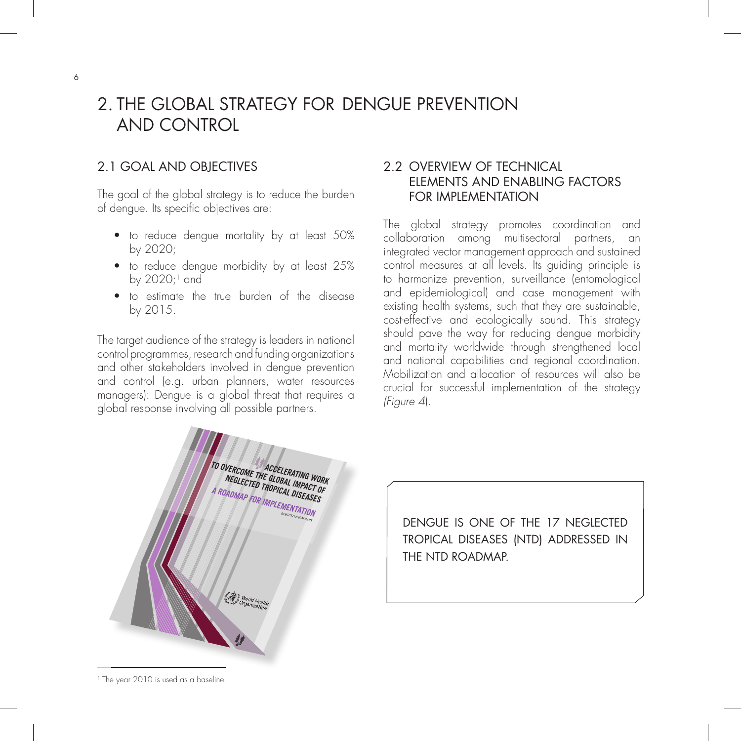# 2. THE GLOBAL STRATEGY FOR DENGUE PREVENTION AND CONTROL

## 2.1 GOAL AND OBJECTIVES

The goal of the global strategy is to reduce the burden of dengue. Its specific objectives are:

- to reduce dengue mortality by at least 50% by 2020;
- to reduce dengue morbidity by at least 25% by 2020;[1] and
- to estimate the true burden of the disease by 2015.

The target audience of the strategy is leaders in national control programmes, research and funding organizations and other stakeholders involved in dengue prevention and control (e.g. urban planners, water resources managers): Dengue is a global threat that requires a global response involving all possible partners.

## 2.2 OVERVIEW OF TECHNICAL ELEMENTS AND ENABLING FACTORS FOR IMPLEMENTATION

The global strategy promotes coordination and collaboration among multisectoral partners, an integrated vector management approach and sustained control measures at all levels. Its guiding principle is to harmonize prevention, surveillance (entomological and epidemiological) and case management with existing health systems, such that they are sustainable, cost-effective and ecologically sound. This strategy should pave the way for reducing dengue morbidity and mortality worldwide through strengthened local and national capabilities and regional coordination. Mobilization and allocation of resources will also be crucial for successful implementation of the strategy *(Figure 4)*.

DENGUE IS ONE OF THE 17 NEGLECTED TROPICAL DISEASES (NTD) ADDRESSED IN THE NTD ROADMAP.

[1] The year 2010 is used as a baseline.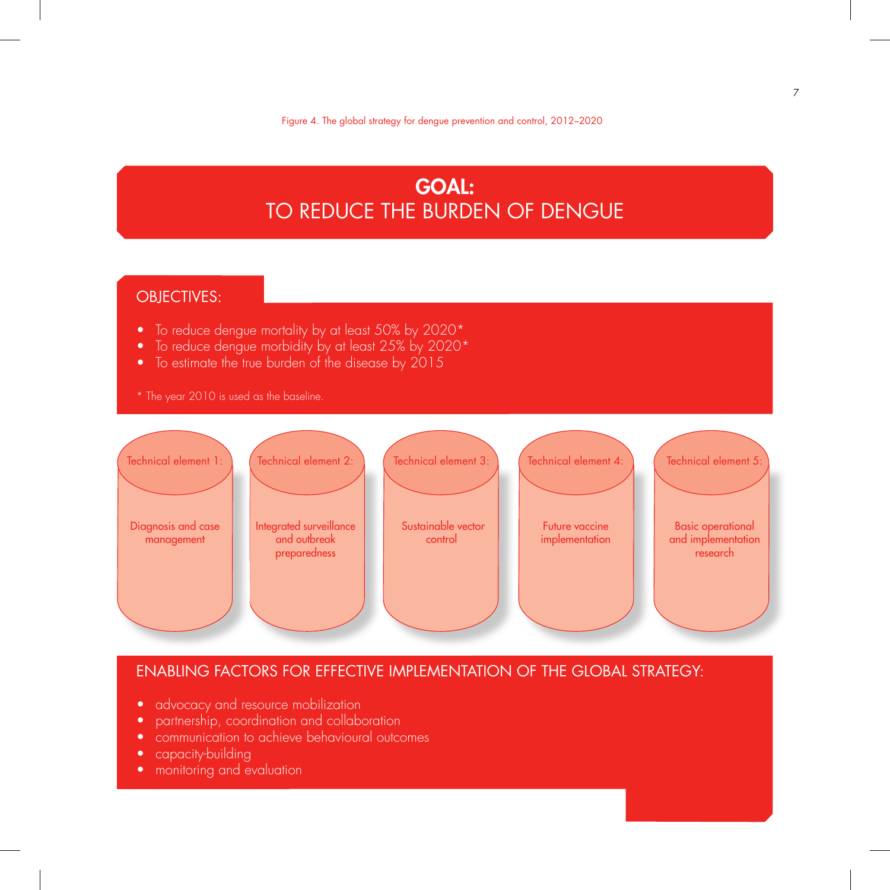Figure 4. The global strategy for dengue prevention and control, 2012–2020

# GOAL:
# TO REDUCE THE BURDEN OF DENGUE

## OBJECTIVES:

- To reduce dengue mortality by at least 50% by 2020*
- To reduce dengue morbidity by at least 25% by 2020*
- To estimate the true burden of the disease by 2015

\* The year 2010 is used as the baseline.

| Technical element 1: | Technical element 2: | Technical element 3: | Technical element 4: | Technical element 5: |
|---|---|---|---|---|
| Diagnosis and case management | Integrated surveillance and outbreak preparedness | Sustainable vector control | Future vaccine implementation | Basic operational and implementation research |

## ENABLING FACTORS FOR EFFECTIVE IMPLEMENTATION OF THE GLOBAL STRATEGY:

- advocacy and resource mobilization
- partnership, coordination and collaboration
- communication to achieve behavioural outcomes
- capacity-building
- monitoring and evaluation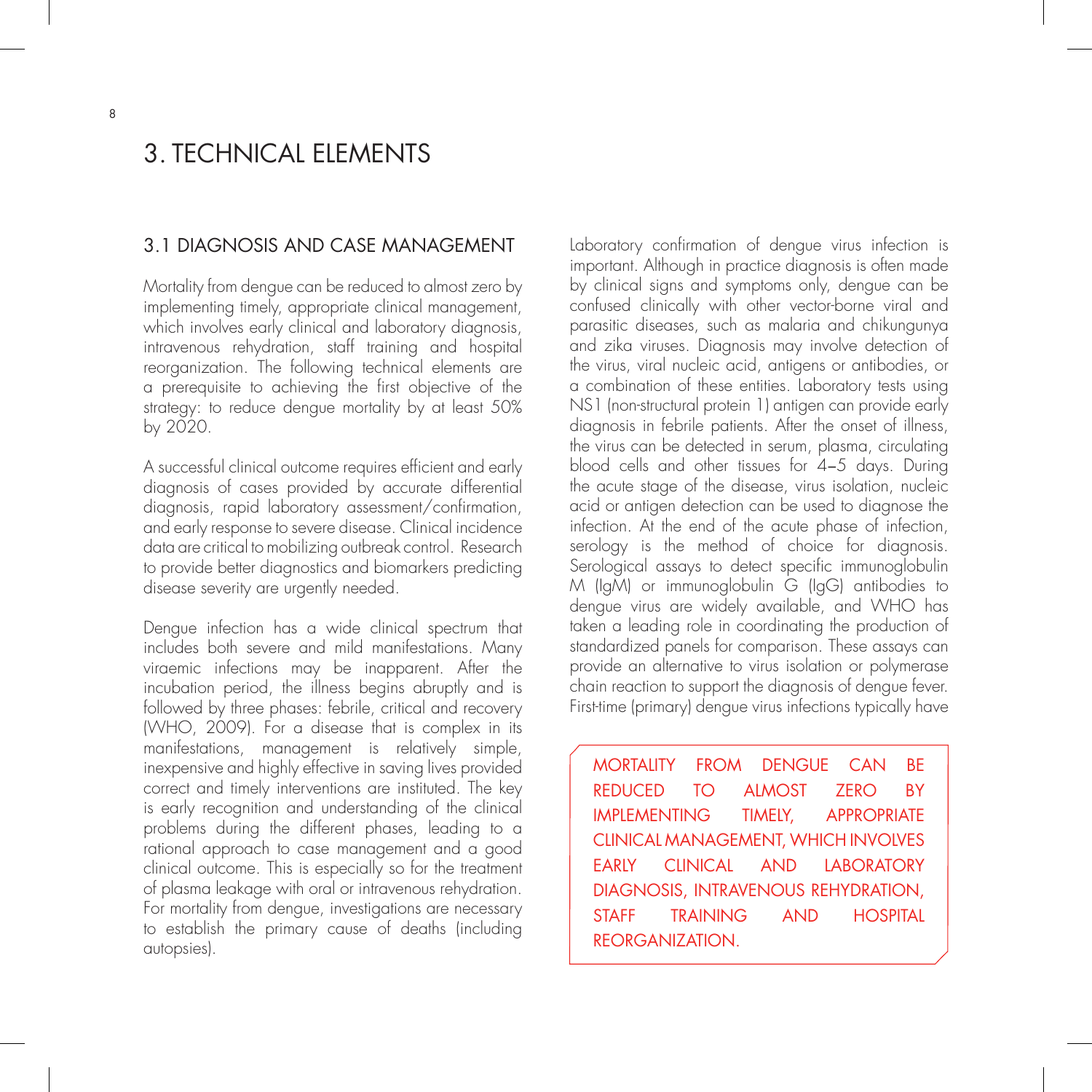# 3. TECHNICAL ELEMENTS

## 3.1 DIAGNOSIS AND CASE MANAGEMENT

Mortality from dengue can be reduced to almost zero by implementing timely, appropriate clinical management, which involves early clinical and laboratory diagnosis, intravenous rehydration, staff training and hospital reorganization. The following technical elements are a prerequisite to achieving the first objective of the strategy: to reduce dengue mortality by at least 50% by 2020.

A successful clinical outcome requires efficient and early diagnosis of cases provided by accurate differential diagnosis, rapid laboratory assessment/confirmation, and early response to severe disease. Clinical incidence data are critical to mobilizing outbreak control. Research to provide better diagnostics and biomarkers predicting disease severity are urgently needed.

Dengue infection has a wide clinical spectrum that includes both severe and mild manifestations. Many viraemic infections may be inapparent. After the incubation period, the illness begins abruptly and is followed by three phases: febrile, critical and recovery (WHO, 2009). For a disease that is complex in its manifestations, management is relatively simple, inexpensive and highly effective in saving lives provided correct and timely interventions are instituted. The key is early recognition and understanding of the clinical problems during the different phases, leading to a rational approach to case management and a good clinical outcome. This is especially so for the treatment of plasma leakage with oral or intravenous rehydration. For mortality from dengue, investigations are necessary to establish the primary cause of deaths (including autopsies).

Laboratory confirmation of dengue virus infection is important. Although in practice diagnosis is often made by clinical signs and symptoms only, dengue can be confused clinically with other vector-borne viral and parasitic diseases, such as malaria and chikungunya and zika viruses. Diagnosis may involve detection of the virus, viral nucleic acid, antigens or antibodies, or a combination of these entities. Laboratory tests using NS1 (non-structural protein 1) antigen can provide early diagnosis in febrile patients. After the onset of illness, the virus can be detected in serum, plasma, circulating blood cells and other tissues for 4–5 days. During the acute stage of the disease, virus isolation, nucleic acid or antigen detection can be used to diagnose the infection. At the end of the acute phase of infection, serology is the method of choice for diagnosis. Serological assays to detect specific immunoglobulin M (IgM) or immunoglobulin G (IgG) antibodies to dengue virus are widely available, and WHO has taken a leading role in coordinating the production of standardized panels for comparison. These assays can provide an alternative to virus isolation or polymerase chain reaction to support the diagnosis of dengue fever. First-time (primary) dengue virus infections typically have

MORTALITY FROM DENGUE CAN BE REDUCED TO ALMOST ZERO BY IMPLEMENTING TIMELY, APPROPRIATE CLINICAL MANAGEMENT, WHICH INVOLVES EARLY CLINICAL AND LABORATORY DIAGNOSIS, INTRAVENOUS REHYDRATION, STAFF TRAINING AND HOSPITAL REORGANIZATION.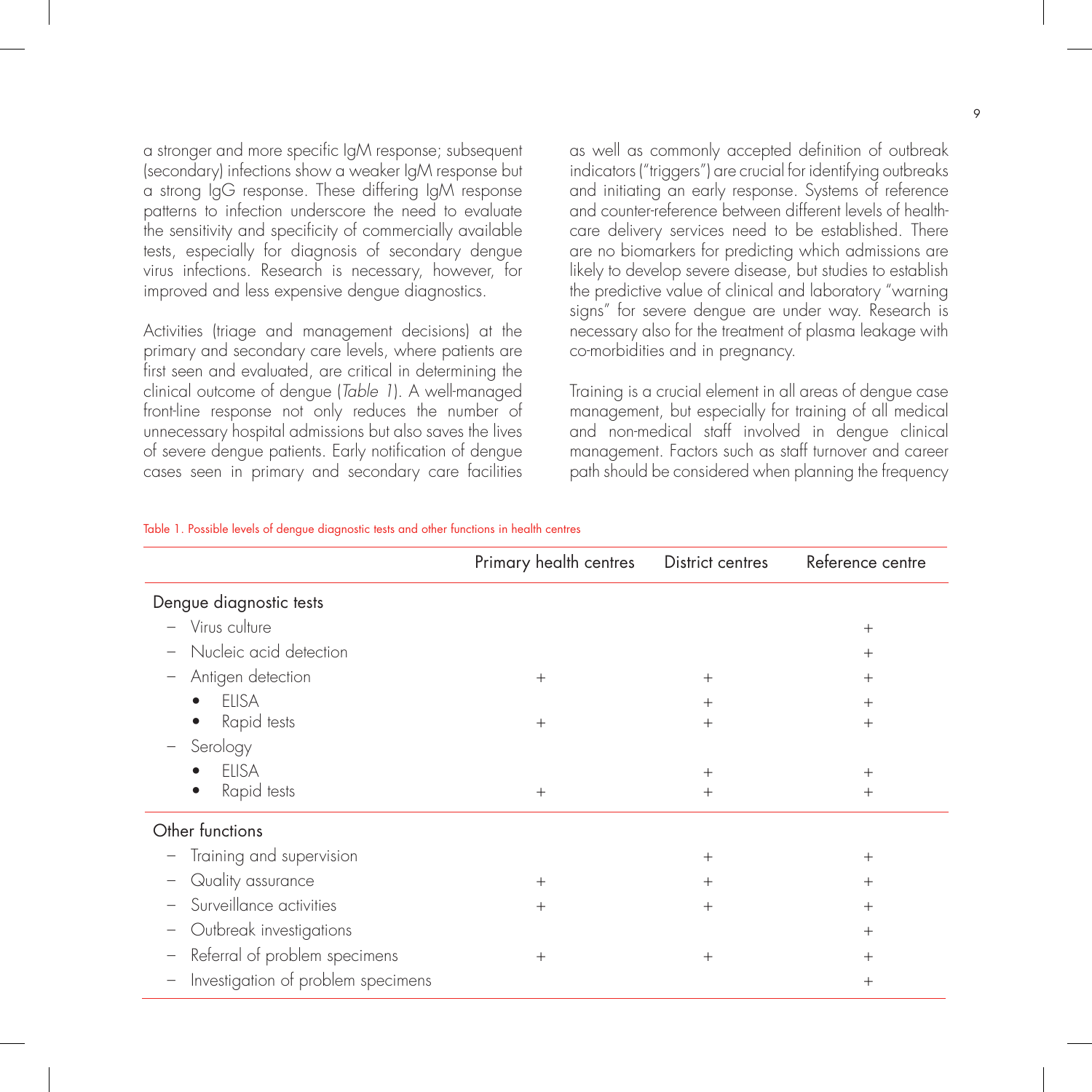a stronger and more specific IgM response; subsequent (secondary) infections show a weaker IgM response but a strong IgG response. These differing IgM response patterns to infection underscore the need to evaluate the sensitivity and specificity of commercially available tests, especially for diagnosis of secondary dengue virus infections. Research is necessary, however, for improved and less expensive dengue diagnostics.

Activities (triage and management decisions) at the primary and secondary care levels, where patients are first seen and evaluated, are critical in determining the clinical outcome of dengue (*Table 1*). A well-managed front-line response not only reduces the number of unnecessary hospital admissions but also saves the lives of severe dengue patients. Early notification of dengue cases seen in primary and secondary care facilities as well as commonly accepted definition of outbreak indicators ("triggers") are crucial for identifying outbreaks and initiating an early response. Systems of reference and counter-reference between different levels of health-care delivery services need to be established. There are no biomarkers for predicting which admissions are likely to develop severe disease, but studies to establish the predictive value of clinical and laboratory "warning signs" for severe dengue are under way. Research is necessary also for the treatment of plasma leakage with co-morbidities and in pregnancy.

Training is a crucial element in all areas of dengue case management, but especially for training of all medical and non-medical staff involved in dengue clinical management. Factors such as staff turnover and career path should be considered when planning the frequency

Table 1. Possible levels of dengue diagnostic tests and other functions in health centres

| | Primary health centres | District centres | Reference centre |
|---|---|---|---|
| **Dengue diagnostic tests** | | | |
| – Virus culture | | | + |
| – Nucleic acid detection | | | + |
| – Antigen detection | + | + | + |
| • ELISA | | + | + |
| • Rapid tests | + | + | + |
| – Serology | | | |
| • ELISA | | + | + |
| • Rapid tests | + | + | + |
| **Other functions** | | | |
| – Training and supervision | | + | + |
| – Quality assurance | + | + | + |
| – Surveillance activities | + | + | + |
| – Outbreak investigations | | | + |
| – Referral of problem specimens | + | + | + |
| – Investigation of problem specimens | | | + |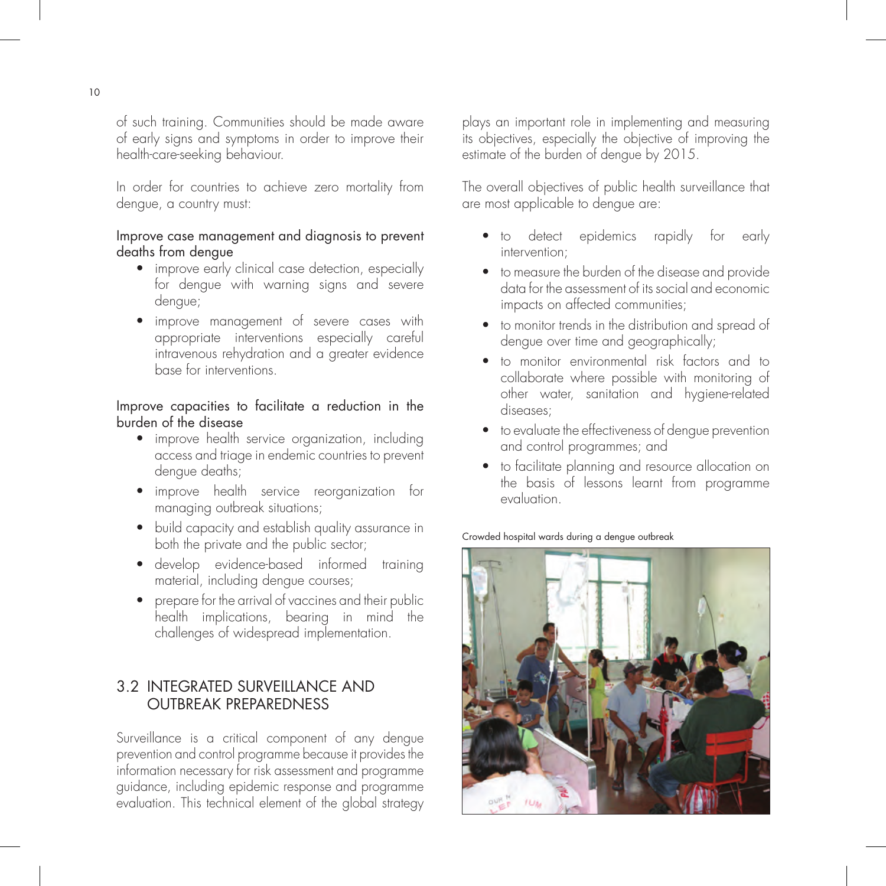of such training. Communities should be made aware of early signs and symptoms in order to improve their health-care-seeking behaviour.

In order for countries to achieve zero mortality from dengue, a country must:

Improve case management and diagnosis to prevent deaths from dengue

- improve early clinical case detection, especially for dengue with warning signs and severe dengue;
- improve management of severe cases with appropriate interventions especially careful intravenous rehydration and a greater evidence base for interventions.

Improve capacities to facilitate a reduction in the burden of the disease

- improve health service organization, including access and triage in endemic countries to prevent dengue deaths;
- improve health service reorganization for managing outbreak situations;
- build capacity and establish quality assurance in both the private and the public sector;
- develop evidence-based informed training material, including dengue courses;
- prepare for the arrival of vaccines and their public health implications, bearing in mind the challenges of widespread implementation.

## 3.2 INTEGRATED SURVEILLANCE AND OUTBREAK PREPAREDNESS

Surveillance is a critical component of any dengue prevention and control programme because it provides the information necessary for risk assessment and programme guidance, including epidemic response and programme evaluation. This technical element of the global strategy plays an important role in implementing and measuring its objectives, especially the objective of improving the estimate of the burden of dengue by 2015.

The overall objectives of public health surveillance that are most applicable to dengue are:

- to detect epidemics rapidly for early intervention;
- to measure the burden of the disease and provide data for the assessment of its social and economic impacts on affected communities;
- to monitor trends in the distribution and spread of dengue over time and geographically;
- to monitor environmental risk factors and to collaborate where possible with monitoring of other water, sanitation and hygiene-related diseases;
- to evaluate the effectiveness of dengue prevention and control programmes; and
- to facilitate planning and resource allocation on the basis of lessons learnt from programme evaluation.

Crowded hospital wards during a dengue outbreak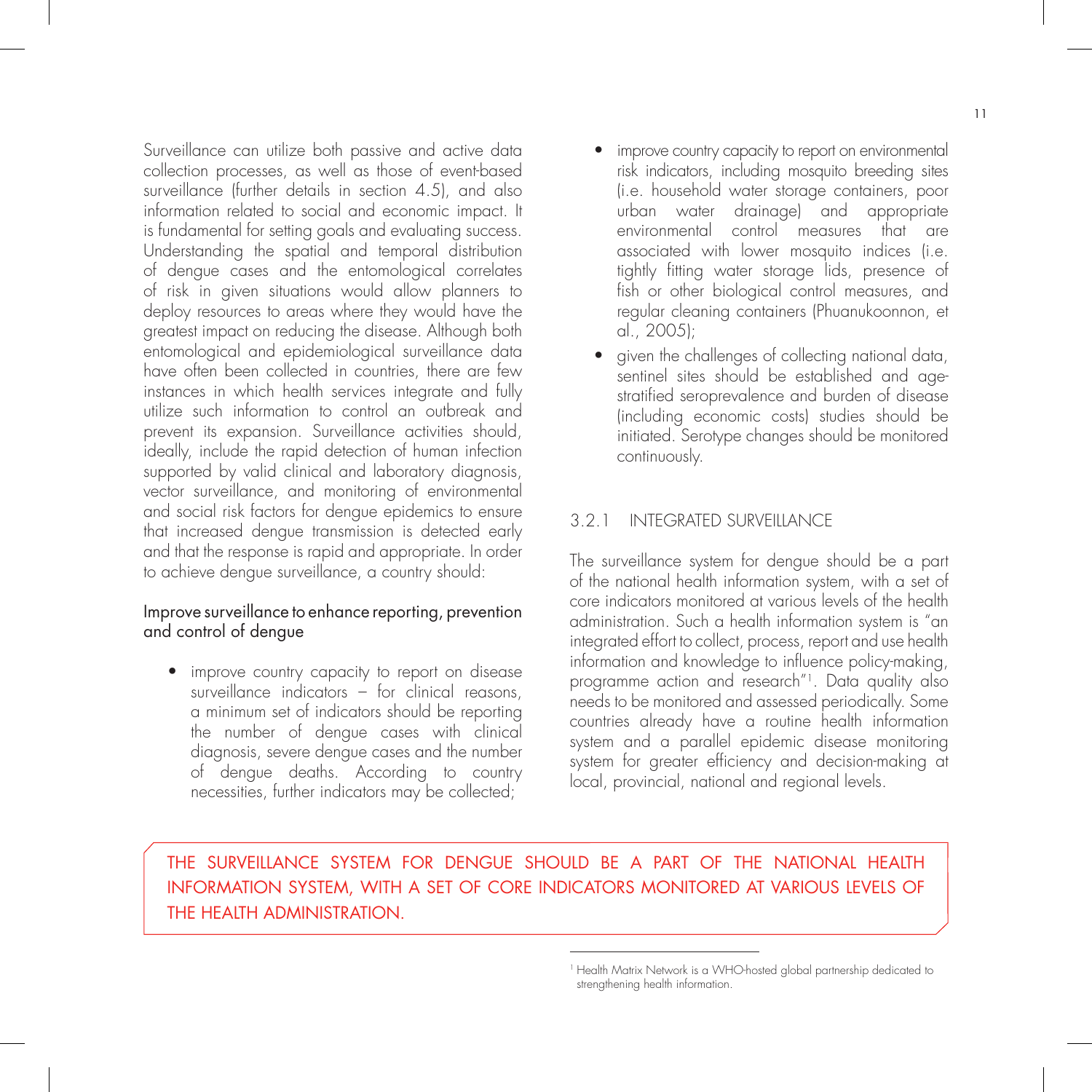Surveillance can utilize both passive and active data collection processes, as well as those of event-based surveillance (further details in section 4.5), and also information related to social and economic impact. It is fundamental for setting goals and evaluating success. Understanding the spatial and temporal distribution of dengue cases and the entomological correlates of risk in given situations would allow planners to deploy resources to areas where they would have the greatest impact on reducing the disease. Although both entomological and epidemiological surveillance data have often been collected in countries, there are few instances in which health services integrate and fully utilize such information to control an outbreak and prevent its expansion. Surveillance activities should, ideally, include the rapid detection of human infection supported by valid clinical and laboratory diagnosis, vector surveillance, and monitoring of environmental and social risk factors for dengue epidemics to ensure that increased dengue transmission is detected early and that the response is rapid and appropriate. In order to achieve dengue surveillance, a country should:

#### Improve surveillance to enhance reporting, prevention and control of dengue

- improve country capacity to report on disease surveillance indicators – for clinical reasons, a minimum set of indicators should be reporting the number of dengue cases with clinical diagnosis, severe dengue cases and the number of dengue deaths. According to country necessities, further indicators may be collected;
- improve country capacity to report on environmental risk indicators, including mosquito breeding sites (i.e. household water storage containers, poor urban water drainage) and appropriate environmental control measures that are associated with lower mosquito indices (i.e. tightly fitting water storage lids, presence of fish or other biological control measures, and regular cleaning containers (Phuanukoonnon, et al., 2005);
- given the challenges of collecting national data, sentinel sites should be established and age-stratified seroprevalence and burden of disease (including economic costs) studies should be initiated. Serotype changes should be monitored continuously.

### 3.2.1 INTEGRATED SURVEILLANCE

The surveillance system for dengue should be a part of the national health information system, with a set of core indicators monitored at various levels of the health administration. Such a health information system is "an integrated effort to collect, process, report and use health information and knowledge to influence policy-making, programme action and research"[1]. Data quality also needs to be monitored and assessed periodically. Some countries already have a routine health information system and a parallel epidemic disease monitoring system for greater efficiency and decision-making at local, provincial, national and regional levels.

THE SURVEILLANCE SYSTEM FOR DENGUE SHOULD BE A PART OF THE NATIONAL HEALTH INFORMATION SYSTEM, WITH A SET OF CORE INDICATORS MONITORED AT VARIOUS LEVELS OF THE HEALTH ADMINISTRATION.

[1] Health Matrix Network is a WHO-hosted global partnership dedicated to strengthening health information.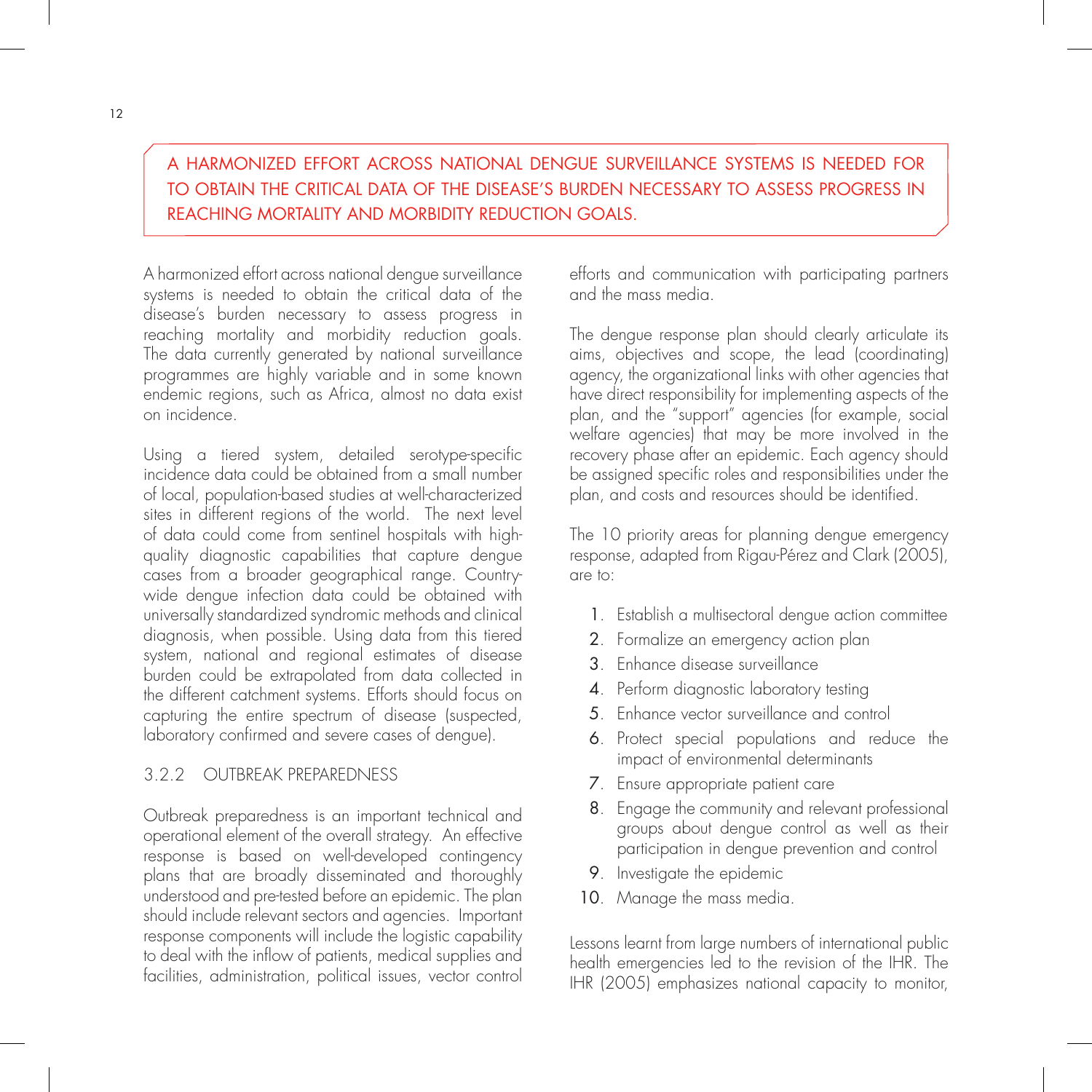A HARMONIZED EFFORT ACROSS NATIONAL DENGUE SURVEILLANCE SYSTEMS IS NEEDED FOR TO OBTAIN THE CRITICAL DATA OF THE DISEASE'S BURDEN NECESSARY TO ASSESS PROGRESS IN REACHING MORTALITY AND MORBIDITY REDUCTION GOALS.

A harmonized effort across national dengue surveillance systems is needed to obtain the critical data of the disease's burden necessary to assess progress in reaching mortality and morbidity reduction goals. The data currently generated by national surveillance programmes are highly variable and in some known endemic regions, such as Africa, almost no data exist on incidence.

Using a tiered system, detailed serotype-specific incidence data could be obtained from a small number of local, population-based studies at well-characterized sites in different regions of the world. The next level of data could come from sentinel hospitals with high-quality diagnostic capabilities that capture dengue cases from a broader geographical range. Country-wide dengue infection data could be obtained with universally standardized syndromic methods and clinical diagnosis, when possible. Using data from this tiered system, national and regional estimates of disease burden could be extrapolated from data collected in the different catchment systems. Efforts should focus on capturing the entire spectrum of disease (suspected, laboratory confirmed and severe cases of dengue).

### 3.2.2 OUTBREAK PREPAREDNESS

Outbreak preparedness is an important technical and operational element of the overall strategy. An effective response is based on well-developed contingency plans that are broadly disseminated and thoroughly understood and pre-tested before an epidemic. The plan should include relevant sectors and agencies. Important response components will include the logistic capability to deal with the inflow of patients, medical supplies and facilities, administration, political issues, vector control efforts and communication with participating partners and the mass media.

The dengue response plan should clearly articulate its aims, objectives and scope, the lead (coordinating) agency, the organizational links with other agencies that have direct responsibility for implementing aspects of the plan, and the "support" agencies (for example, social welfare agencies) that may be more involved in the recovery phase after an epidemic. Each agency should be assigned specific roles and responsibilities under the plan, and costs and resources should be identified.

The 10 priority areas for planning dengue emergency response, adapted from Rigau-Pérez and Clark (2005), are to:

1. Establish a multisectoral dengue action committee
2. Formalize an emergency action plan
3. Enhance disease surveillance
4. Perform diagnostic laboratory testing
5. Enhance vector surveillance and control
6. Protect special populations and reduce the impact of environmental determinants
7. Ensure appropriate patient care
8. Engage the community and relevant professional groups about dengue control as well as their participation in dengue prevention and control
9. Investigate the epidemic
10. Manage the mass media.

Lessons learnt from large numbers of international public health emergencies led to the revision of the IHR. The IHR (2005) emphasizes national capacity to monitor,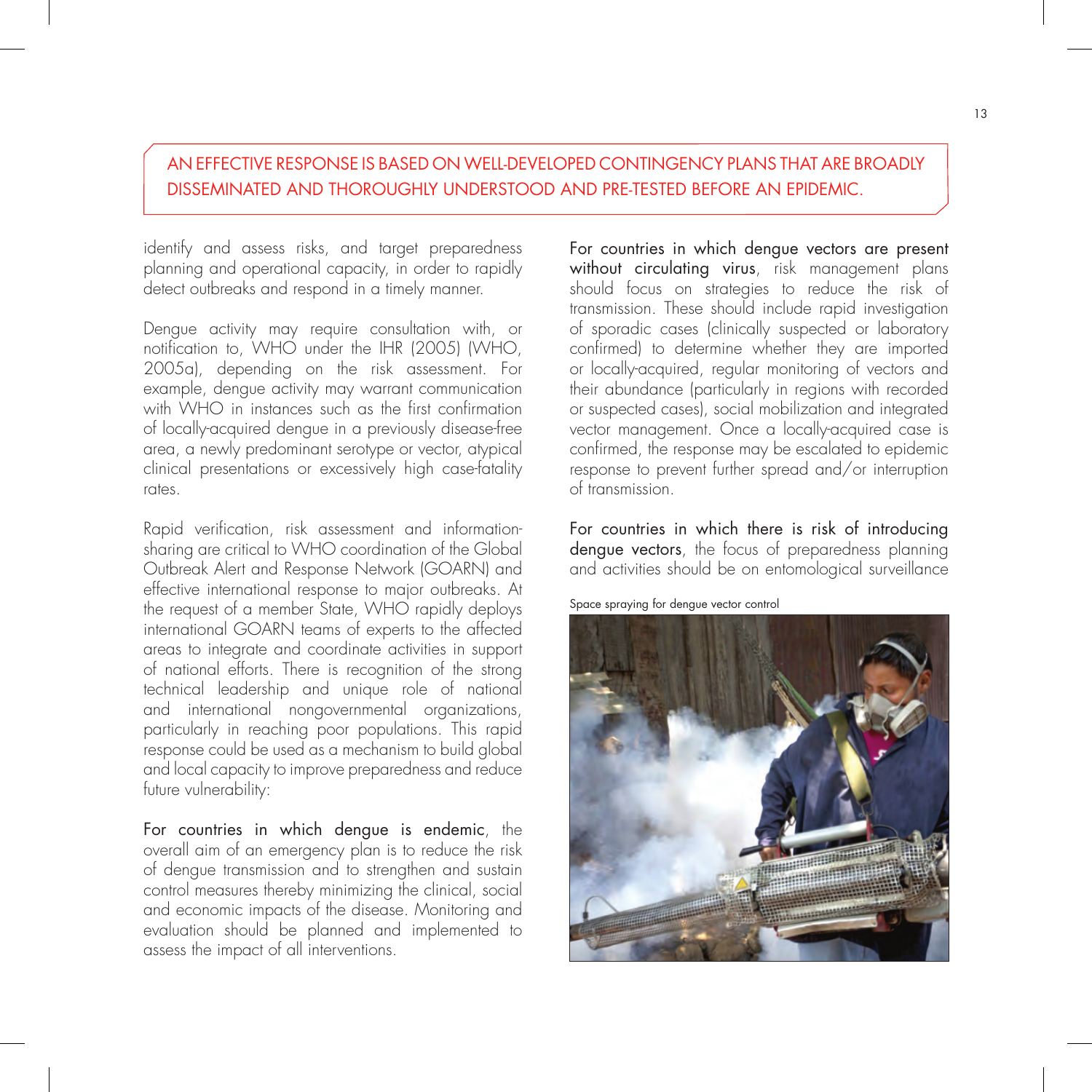AN EFFECTIVE RESPONSE IS BASED ON WELL-DEVELOPED CONTINGENCY PLANS THAT ARE BROADLY DISSEMINATED AND THOROUGHLY UNDERSTOOD AND PRE-TESTED BEFORE AN EPIDEMIC.

identify and assess risks, and target preparedness planning and operational capacity, in order to rapidly detect outbreaks and respond in a timely manner.

Dengue activity may require consultation with, or notification to, WHO under the IHR (2005) (WHO, 2005a), depending on the risk assessment. For example, dengue activity may warrant communication with WHO in instances such as the first confirmation of locally-acquired dengue in a previously disease-free area, a newly predominant serotype or vector, atypical clinical presentations or excessively high case-fatality rates.

Rapid verification, risk assessment and information-sharing are critical to WHO coordination of the Global Outbreak Alert and Response Network (GOARN) and effective international response to major outbreaks. At the request of a member State, WHO rapidly deploys international GOARN teams of experts to the affected areas to integrate and coordinate activities in support of national efforts. There is recognition of the strong technical leadership and unique role of national and international nongovernmental organizations, particularly in reaching poor populations. This rapid response could be used as a mechanism to build global and local capacity to improve preparedness and reduce future vulnerability:

**For countries in which dengue is endemic**, the overall aim of an emergency plan is to reduce the risk of dengue transmission and to strengthen and sustain control measures thereby minimizing the clinical, social and economic impacts of the disease. Monitoring and evaluation should be planned and implemented to assess the impact of all interventions.

**For countries in which dengue vectors are present without circulating virus**, risk management plans should focus on strategies to reduce the risk of transmission. These should include rapid investigation of sporadic cases (clinically suspected or laboratory confirmed) to determine whether they are imported or locally-acquired, regular monitoring of vectors and their abundance (particularly in regions with recorded or suspected cases), social mobilization and integrated vector management. Once a locally-acquired case is confirmed, the response may be escalated to epidemic response to prevent further spread and/or interruption of transmission.

**For countries in which there is risk of introducing dengue vectors**, the focus of preparedness planning and activities should be on entomological surveillance

Space spraying for dengue vector control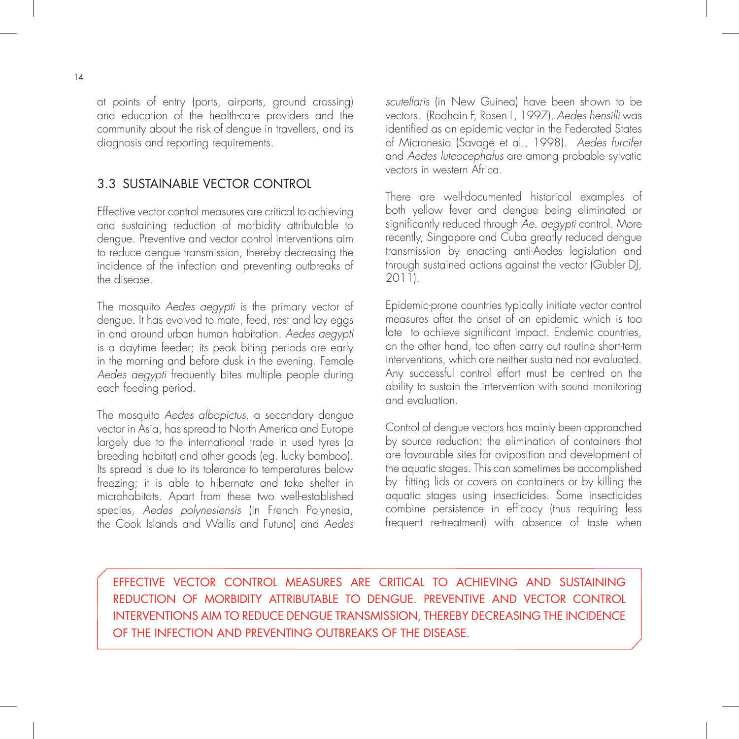at points of entry (ports, airports, ground crossing) and education of the health-care providers and the community about the risk of dengue in travellers, and its diagnosis and reporting requirements.

## 3.3 SUSTAINABLE VECTOR CONTROL

Effective vector control measures are critical to achieving and sustaining reduction of morbidity attributable to dengue. Preventive and vector control interventions aim to reduce dengue transmission, thereby decreasing the incidence of the infection and preventing outbreaks of the disease.

The mosquito *Aedes aegypti* is the primary vector of dengue. It has evolved to mate, feed, rest and lay eggs in and around urban human habitation. *Aedes aegypti* is a daytime feeder; its peak biting periods are early in the morning and before dusk in the evening. Female *Aedes aegypti* frequently bites multiple people during each feeding period.

The mosquito *Aedes albopictus*, a secondary dengue vector in Asia, has spread to North America and Europe largely due to the international trade in used tyres (a breeding habitat) and other goods (eg. lucky bamboo). Its spread is due to its tolerance to temperatures below freezing; it is able to hibernate and take shelter in microhabitats. Apart from these two well-established species, *Aedes polynesiensis* (in French Polynesia, the Cook Islands and Wallis and Futuna) and *Aedes scutellaris* (in New Guinea) have been shown to be vectors. (Rodhain F, Rosen L, 1997). *Aedes hensilli* was identified as an epidemic vector in the Federated States of Micronesia (Savage et al., 1998). *Aedes furcifer* and *Aedes luteocephalus* are among probable sylvatic vectors in western Africa.

There are well-documented historical examples of both yellow fever and dengue being eliminated or significantly reduced through *Ae. aegypti* control. More recently, Singapore and Cuba greatly reduced dengue transmission by enacting anti-Aedes legislation and through sustained actions against the vector (Gubler DJ, 2011).

Epidemic-prone countries typically initiate vector control measures after the onset of an epidemic which is too late to achieve significant impact. Endemic countries, on the other hand, too often carry out routine short-term interventions, which are neither sustained nor evaluated. Any successful control effort must be centred on the ability to sustain the intervention with sound monitoring and evaluation.

Control of dengue vectors has mainly been approached by source reduction: the elimination of containers that are favourable sites for oviposition and development of the aquatic stages. This can sometimes be accomplished by fitting lids or covers on containers or by killing the aquatic stages using insecticides. Some insecticides combine persistence in efficacy (thus requiring less frequent re-treatment) with absence of taste when

EFFECTIVE VECTOR CONTROL MEASURES ARE CRITICAL TO ACHIEVING AND SUSTAINING REDUCTION OF MORBIDITY ATTRIBUTABLE TO DENGUE. PREVENTIVE AND VECTOR CONTROL INTERVENTIONS AIM TO REDUCE DENGUE TRANSMISSION, THEREBY DECREASING THE INCIDENCE OF THE INFECTION AND PREVENTING OUTBREAKS OF THE DISEASE.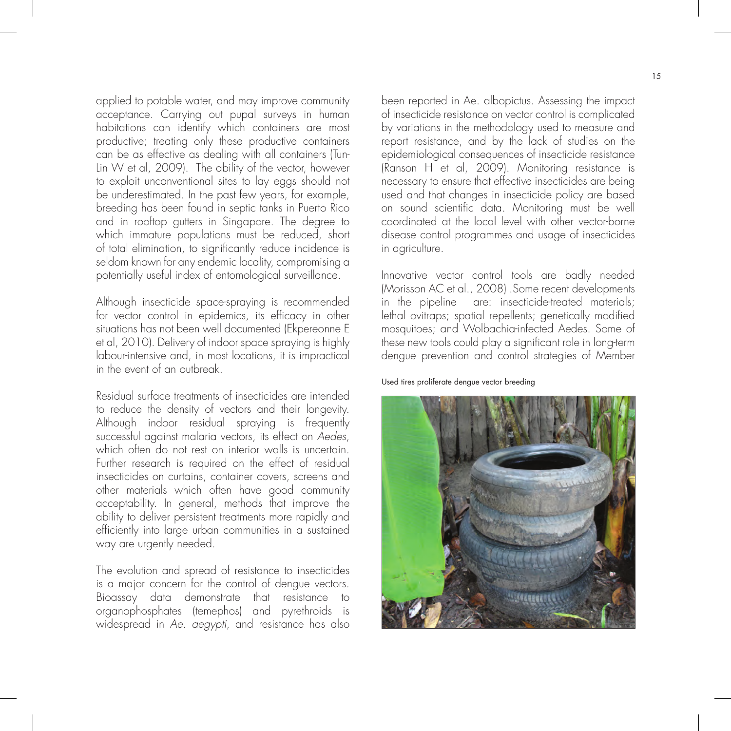applied to potable water, and may improve community acceptance. Carrying out pupal surveys in human habitations can identify which containers are most productive; treating only these productive containers can be as effective as dealing with all containers (Tun-Lin W et al, 2009). The ability of the vector, however to exploit unconventional sites to lay eggs should not be underestimated. In the past few years, for example, breeding has been found in septic tanks in Puerto Rico and in rooftop gutters in Singapore. The degree to which immature populations must be reduced, short of total elimination, to significantly reduce incidence is seldom known for any endemic locality, compromising a potentially useful index of entomological surveillance.

Although insecticide space-spraying is recommended for vector control in epidemics, its efficacy in other situations has not been well documented (Ekpereonne E et al, 2010). Delivery of indoor space spraying is highly labour-intensive and, in most locations, it is impractical in the event of an outbreak.

Residual surface treatments of insecticides are intended to reduce the density of vectors and their longevity. Although indoor residual spraying is frequently successful against malaria vectors, its effect on *Aedes*, which often do not rest on interior walls is uncertain. Further research is required on the effect of residual insecticides on curtains, container covers, screens and other materials which often have good community acceptability. In general, methods that improve the ability to deliver persistent treatments more rapidly and efficiently into large urban communities in a sustained way are urgently needed.

The evolution and spread of resistance to insecticides is a major concern for the control of dengue vectors. Bioassay data demonstrate that resistance to organophosphates (temephos) and pyrethroids is widespread in *Ae. aegypti*, and resistance has also been reported in Ae. albopictus. Assessing the impact of insecticide resistance on vector control is complicated by variations in the methodology used to measure and report resistance, and by the lack of studies on the epidemiological consequences of insecticide resistance (Ranson H et al, 2009). Monitoring resistance is necessary to ensure that effective insecticides are being used and that changes in insecticide policy are based on sound scientific data. Monitoring must be well coordinated at the local level with other vector-borne disease control programmes and usage of insecticides in agriculture.

Innovative vector control tools are badly needed (Morisson AC et al., 2008) .Some recent developments in the pipeline are: insecticide-treated materials; lethal ovitraps; spatial repellents; genetically modified mosquitoes; and Wolbachia-infected Aedes. Some of these new tools could play a significant role in long-term dengue prevention and control strategies of Member

Used tires proliferate dengue vector breeding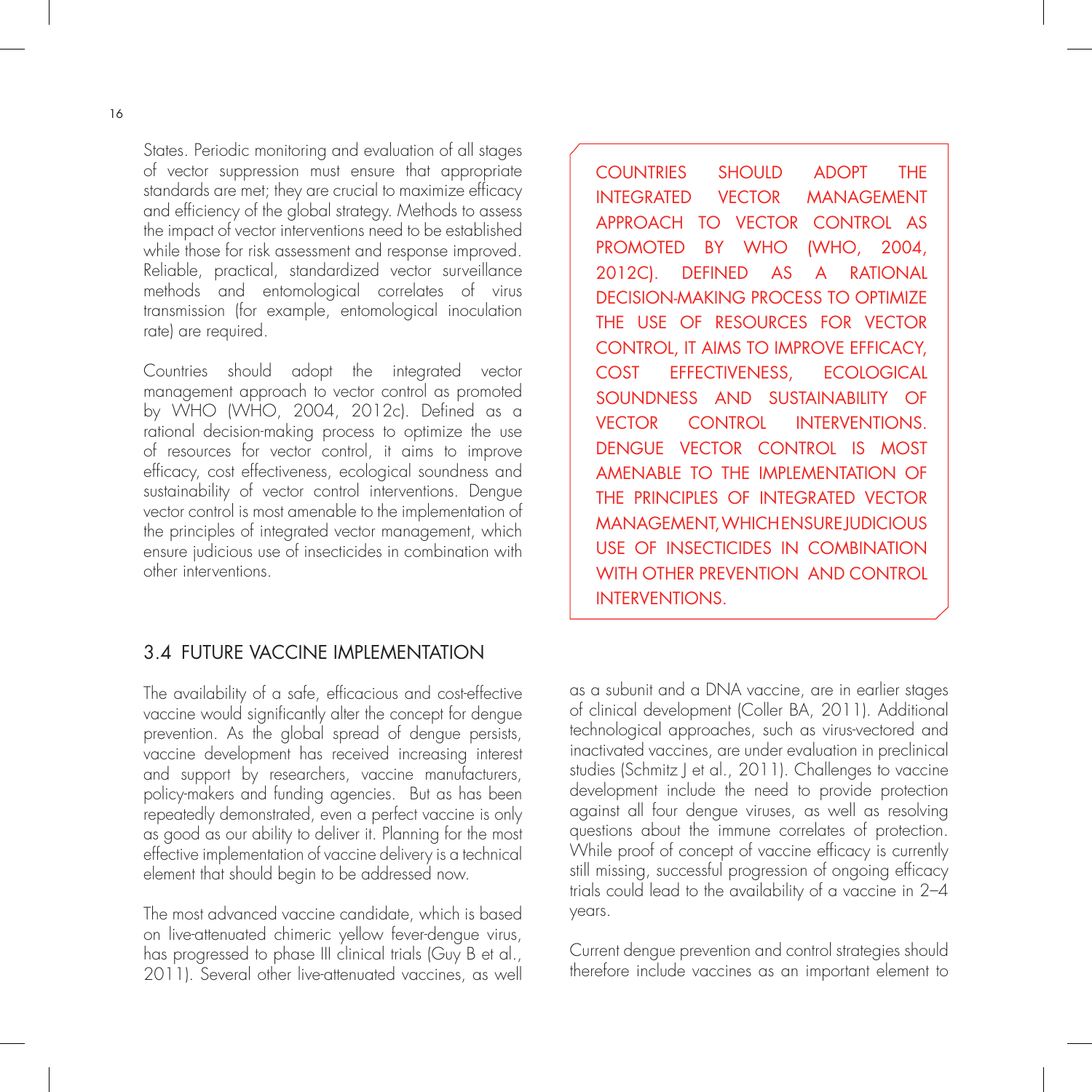States. Periodic monitoring and evaluation of all stages of vector suppression must ensure that appropriate standards are met; they are crucial to maximize efficacy and efficiency of the global strategy. Methods to assess the impact of vector interventions need to be established while those for risk assessment and response improved. Reliable, practical, standardized vector surveillance methods and entomological correlates of virus transmission (for example, entomological inoculation rate) are required.

Countries should adopt the integrated vector management approach to vector control as promoted by WHO (WHO, 2004, 2012c). Defined as a rational decision-making process to optimize the use of resources for vector control, it aims to improve efficacy, cost effectiveness, ecological soundness and sustainability of vector control interventions. Dengue vector control is most amenable to the implementation of the principles of integrated vector management, which ensure judicious use of insecticides in combination with other interventions.

> COUNTRIES SHOULD ADOPT THE INTEGRATED VECTOR MANAGEMENT APPROACH TO VECTOR CONTROL AS PROMOTED BY WHO (WHO, 2004, 2012C). DEFINED AS A RATIONAL DECISION-MAKING PROCESS TO OPTIMIZE THE USE OF RESOURCES FOR VECTOR CONTROL, IT AIMS TO IMPROVE EFFICACY, COST EFFECTIVENESS, ECOLOGICAL SOUNDNESS AND SUSTAINABILITY OF VECTOR CONTROL INTERVENTIONS. DENGUE VECTOR CONTROL IS MOST AMENABLE TO THE IMPLEMENTATION OF THE PRINCIPLES OF INTEGRATED VECTOR MANAGEMENT, WHICH ENSURE JUDICIOUS USE OF INSECTICIDES IN COMBINATION WITH OTHER PREVENTION AND CONTROL INTERVENTIONS.

## 3.4 FUTURE VACCINE IMPLEMENTATION

The availability of a safe, efficacious and cost-effective vaccine would significantly alter the concept for dengue prevention. As the global spread of dengue persists, vaccine development has received increasing interest and support by researchers, vaccine manufacturers, policy-makers and funding agencies. But as has been repeatedly demonstrated, even a perfect vaccine is only as good as our ability to deliver it. Planning for the most effective implementation of vaccine delivery is a technical element that should begin to be addressed now.

The most advanced vaccine candidate, which is based on live-attenuated chimeric yellow fever-dengue virus, has progressed to phase III clinical trials (Guy B et al., 2011). Several other live-attenuated vaccines, as well as a subunit and a DNA vaccine, are in earlier stages of clinical development (Coller BA, 2011). Additional technological approaches, such as virus-vectored and inactivated vaccines, are under evaluation in preclinical studies (Schmitz J et al., 2011). Challenges to vaccine development include the need to provide protection against all four dengue viruses, as well as resolving questions about the immune correlates of protection. While proof of concept of vaccine efficacy is currently still missing, successful progression of ongoing efficacy trials could lead to the availability of a vaccine in 2–4 years.

Current dengue prevention and control strategies should therefore include vaccines as an important element to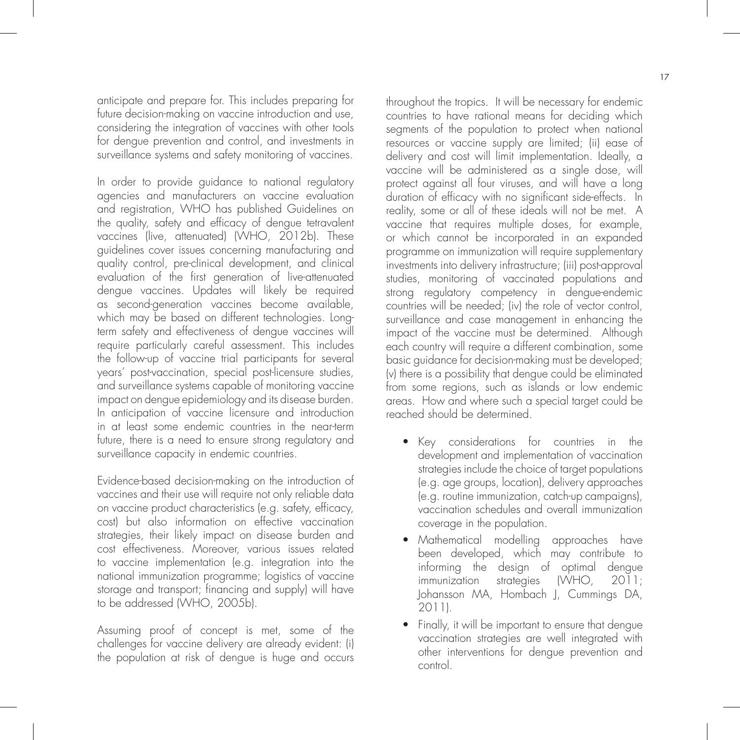anticipate and prepare for. This includes preparing for future decision-making on vaccine introduction and use, considering the integration of vaccines with other tools for dengue prevention and control, and investments in surveillance systems and safety monitoring of vaccines.

In order to provide guidance to national regulatory agencies and manufacturers on vaccine evaluation and registration, WHO has published Guidelines on the quality, safety and efficacy of dengue tetravalent vaccines (live, attenuated) (WHO, 2012b). These guidelines cover issues concerning manufacturing and quality control, pre-clinical development, and clinical evaluation of the first generation of live-attenuated dengue vaccines. Updates will likely be required as second-generation vaccines become available, which may be based on different technologies. Long-term safety and effectiveness of dengue vaccines will require particularly careful assessment. This includes the follow-up of vaccine trial participants for several years' post-vaccination, special post-licensure studies, and surveillance systems capable of monitoring vaccine impact on dengue epidemiology and its disease burden. In anticipation of vaccine licensure and introduction in at least some endemic countries in the near-term future, there is a need to ensure strong regulatory and surveillance capacity in endemic countries.

Evidence-based decision-making on the introduction of vaccines and their use will require not only reliable data on vaccine product characteristics (e.g. safety, efficacy, cost) but also information on effective vaccination strategies, their likely impact on disease burden and cost effectiveness. Moreover, various issues related to vaccine implementation (e.g. integration into the national immunization programme; logistics of vaccine storage and transport; financing and supply) will have to be addressed (WHO, 2005b).

Assuming proof of concept is met, some of the challenges for vaccine delivery are already evident: (i) the population at risk of dengue is huge and occurs throughout the tropics. It will be necessary for endemic countries to have rational means for deciding which segments of the population to protect when national resources or vaccine supply are limited; (ii) ease of delivery and cost will limit implementation. Ideally, a vaccine will be administered as a single dose, will protect against all four viruses, and will have a long duration of efficacy with no significant side-effects. In reality, some or all of these ideals will not be met. A vaccine that requires multiple doses, for example, or which cannot be incorporated in an expanded programme on immunization will require supplementary investments into delivery infrastructure; (iii) post-approval studies, monitoring of vaccinated populations and strong regulatory competency in dengue-endemic countries will be needed; (iv) the role of vector control, surveillance and case management in enhancing the impact of the vaccine must be determined. Although each country will require a different combination, some basic guidance for decision-making must be developed; (v) there is a possibility that dengue could be eliminated from some regions, such as islands or low endemic areas. How and where such a special target could be reached should be determined.

- Key considerations for countries in the development and implementation of vaccination strategies include the choice of target populations (e.g. age groups, location), delivery approaches (e.g. routine immunization, catch-up campaigns), vaccination schedules and overall immunization coverage in the population.
- Mathematical modelling approaches have been developed, which may contribute to informing the design of optimal dengue immunization strategies (WHO, 2011; Johansson MA, Hombach J, Cummings DA, 2011).
- Finally, it will be important to ensure that dengue vaccination strategies are well integrated with other interventions for dengue prevention and control.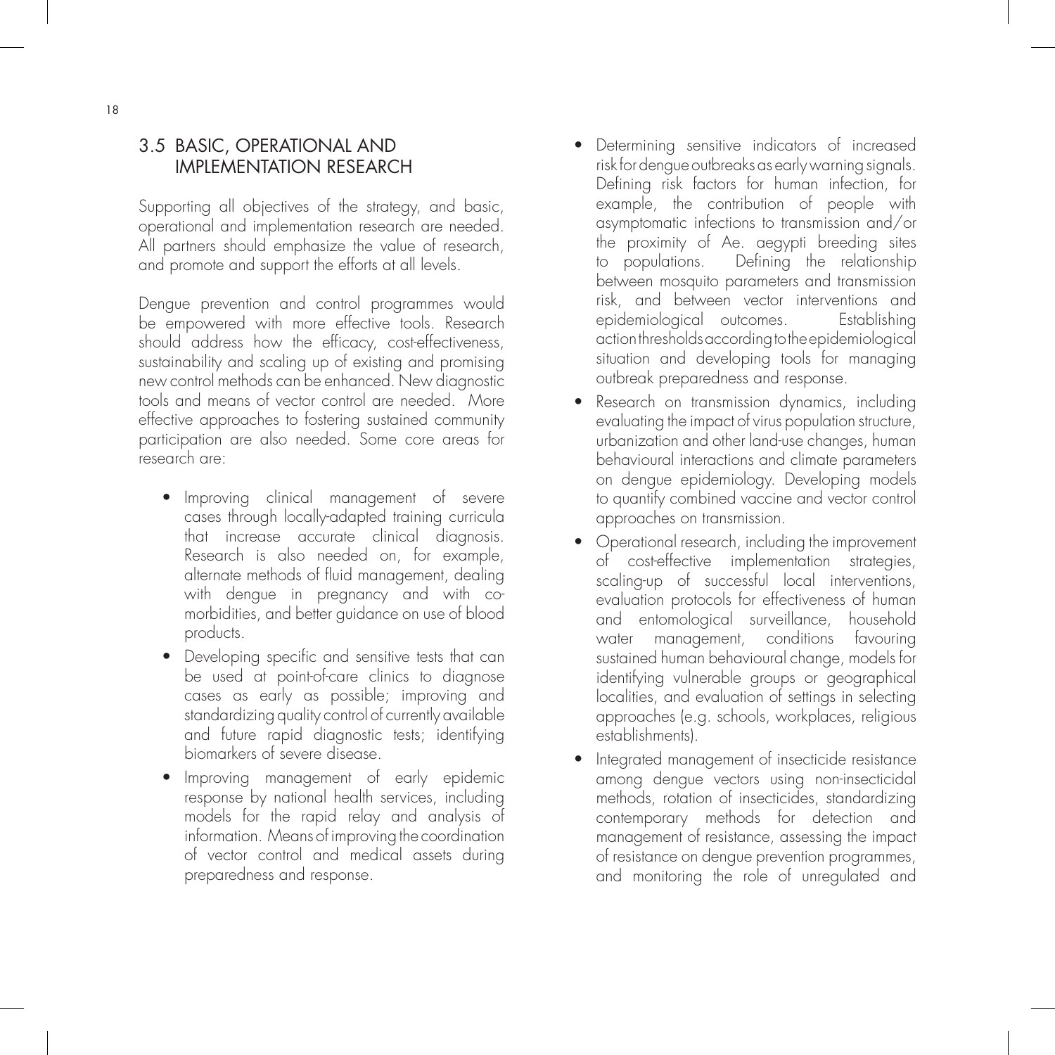## 3.5 BASIC, OPERATIONAL AND IMPLEMENTATION RESEARCH

Supporting all objectives of the strategy, and basic, operational and implementation research are needed. All partners should emphasize the value of research, and promote and support the efforts at all levels.

Dengue prevention and control programmes would be empowered with more effective tools. Research should address how the efficacy, cost-effectiveness, sustainability and scaling up of existing and promising new control methods can be enhanced. New diagnostic tools and means of vector control are needed. More effective approaches to fostering sustained community participation are also needed. Some core areas for research are:

- Improving clinical management of severe cases through locally-adapted training curricula that increase accurate clinical diagnosis. Research is also needed on, for example, alternate methods of fluid management, dealing with dengue in pregnancy and with co-morbidities, and better guidance on use of blood products.
- Developing specific and sensitive tests that can be used at point-of-care clinics to diagnose cases as early as possible; improving and standardizing quality control of currently available and future rapid diagnostic tests; identifying biomarkers of severe disease.
- Improving management of early epidemic response by national health services, including models for the rapid relay and analysis of information. Means of improving the coordination of vector control and medical assets during preparedness and response.
- Determining sensitive indicators of increased risk for dengue outbreaks as early warning signals. Defining risk factors for human infection, for example, the contribution of people with asymptomatic infections to transmission and/or the proximity of Ae. aegypti breeding sites to populations. Defining the relationship between mosquito parameters and transmission risk, and between vector interventions and epidemiological outcomes. Establishing action thresholds according to the epidemiological situation and developing tools for managing outbreak preparedness and response.
- Research on transmission dynamics, including evaluating the impact of virus population structure, urbanization and other land-use changes, human behavioural interactions and climate parameters on dengue epidemiology. Developing models to quantify combined vaccine and vector control approaches on transmission.
- Operational research, including the improvement of cost-effective implementation strategies, scaling-up of successful local interventions, evaluation protocols for effectiveness of human and entomological surveillance, household water management, conditions favouring sustained human behavioural change, models for identifying vulnerable groups or geographical localities, and evaluation of settings in selecting approaches (e.g. schools, workplaces, religious establishments).
- Integrated management of insecticide resistance among dengue vectors using non-insecticidal methods, rotation of insecticides, standardizing contemporary methods for detection and management of resistance, assessing the impact of resistance on dengue prevention programmes, and monitoring the role of unregulated and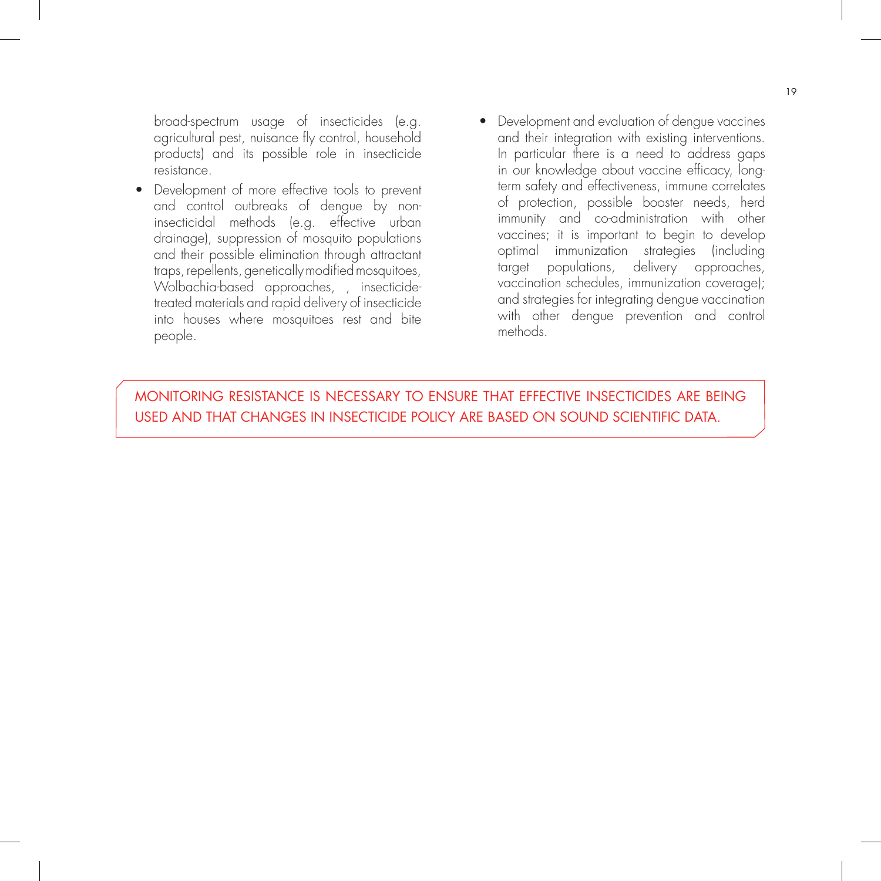broad-spectrum usage of insecticides (e.g. agricultural pest, nuisance fly control, household products) and its possible role in insecticide resistance.

- Development of more effective tools to prevent and control outbreaks of dengue by non-insecticidal methods (e.g. effective urban drainage), suppression of mosquito populations and their possible elimination through attractant traps, repellents, genetically modified mosquitoes, Wolbachia-based approaches, , insecticide-treated materials and rapid delivery of insecticide into houses where mosquitoes rest and bite people.

- Development and evaluation of dengue vaccines and their integration with existing interventions. In particular there is a need to address gaps in our knowledge about vaccine efficacy, long-term safety and effectiveness, immune correlates of protection, possible booster needs, herd immunity and co-administration with other vaccines; it is important to begin to develop optimal immunization strategies (including target populations, delivery approaches, vaccination schedules, immunization coverage); and strategies for integrating dengue vaccination with other dengue prevention and control methods.

MONITORING RESISTANCE IS NECESSARY TO ENSURE THAT EFFECTIVE INSECTICIDES ARE BEING USED AND THAT CHANGES IN INSECTICIDE POLICY ARE BASED ON SOUND SCIENTIFIC DATA.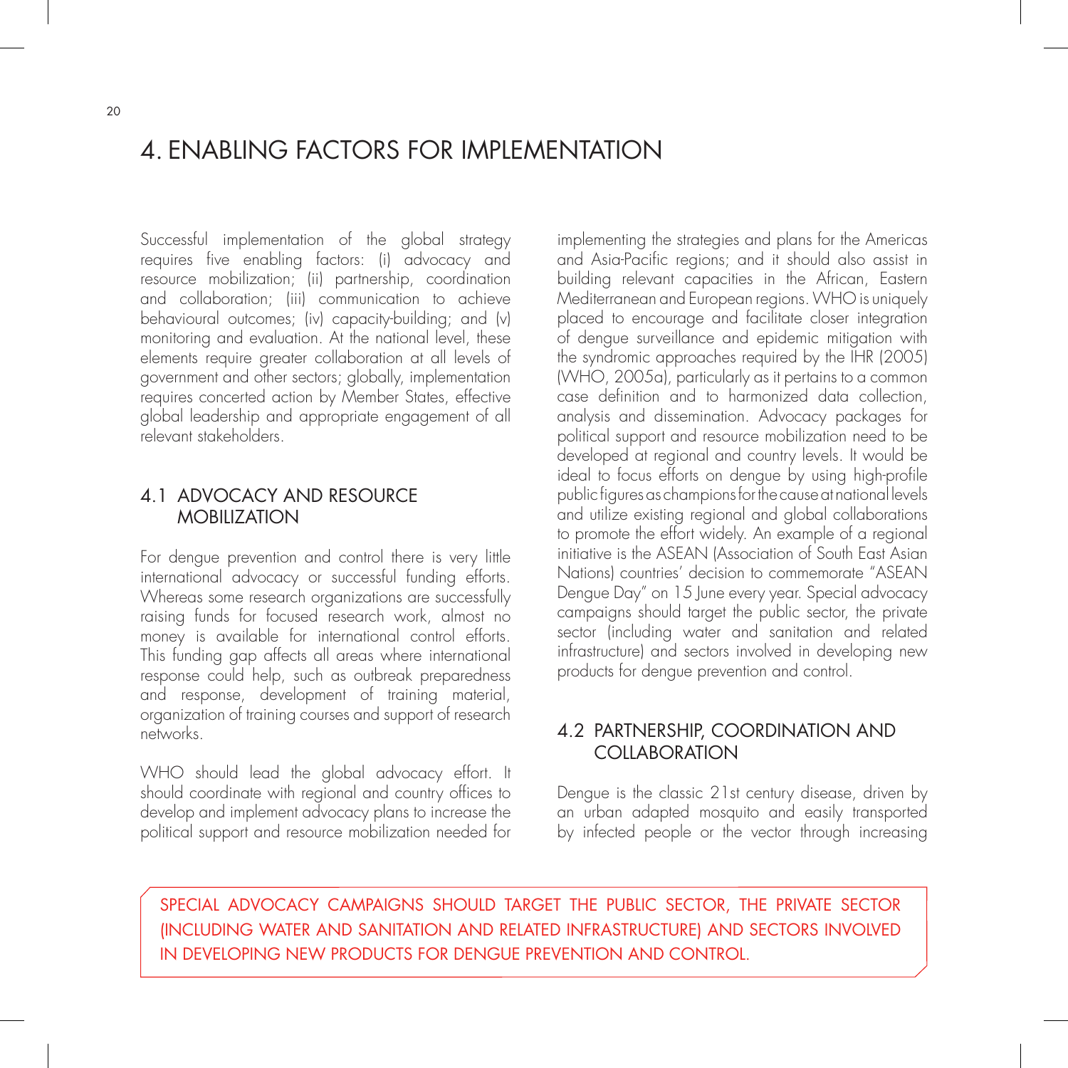# 4. ENABLING FACTORS FOR IMPLEMENTATION

Successful implementation of the global strategy requires five enabling factors: (i) advocacy and resource mobilization; (ii) partnership, coordination and collaboration; (iii) communication to achieve behavioural outcomes; (iv) capacity-building; and (v) monitoring and evaluation. At the national level, these elements require greater collaboration at all levels of government and other sectors; globally, implementation requires concerted action by Member States, effective global leadership and appropriate engagement of all relevant stakeholders.

## 4.1 ADVOCACY AND RESOURCE MOBILIZATION

For dengue prevention and control there is very little international advocacy or successful funding efforts. Whereas some research organizations are successfully raising funds for focused research work, almost no money is available for international control efforts. This funding gap affects all areas where international response could help, such as outbreak preparedness and response, development of training material, organization of training courses and support of research networks.

WHO should lead the global advocacy effort. It should coordinate with regional and country offices to develop and implement advocacy plans to increase the political support and resource mobilization needed for implementing the strategies and plans for the Americas and Asia-Pacific regions; and it should also assist in building relevant capacities in the African, Eastern Mediterranean and European regions. WHO is uniquely placed to encourage and facilitate closer integration of dengue surveillance and epidemic mitigation with the syndromic approaches required by the IHR (2005) (WHO, 2005a), particularly as it pertains to a common case definition and to harmonized data collection, analysis and dissemination. Advocacy packages for political support and resource mobilization need to be developed at regional and country levels. It would be ideal to focus efforts on dengue by using high-profile public figures as champions for the cause at national levels and utilize existing regional and global collaborations to promote the effort widely. An example of a regional initiative is the ASEAN (Association of South East Asian Nations) countries' decision to commemorate "ASEAN Dengue Day" on 15 June every year. Special advocacy campaigns should target the public sector, the private sector (including water and sanitation and related infrastructure) and sectors involved in developing new products for dengue prevention and control.

## 4.2 PARTNERSHIP, COORDINATION AND COLLABORATION

Dengue is the classic 21st century disease, driven by an urban adapted mosquito and easily transported by infected people or the vector through increasing

SPECIAL ADVOCACY CAMPAIGNS SHOULD TARGET THE PUBLIC SECTOR, THE PRIVATE SECTOR (INCLUDING WATER AND SANITATION AND RELATED INFRASTRUCTURE) AND SECTORS INVOLVED IN DEVELOPING NEW PRODUCTS FOR DENGUE PREVENTION AND CONTROL.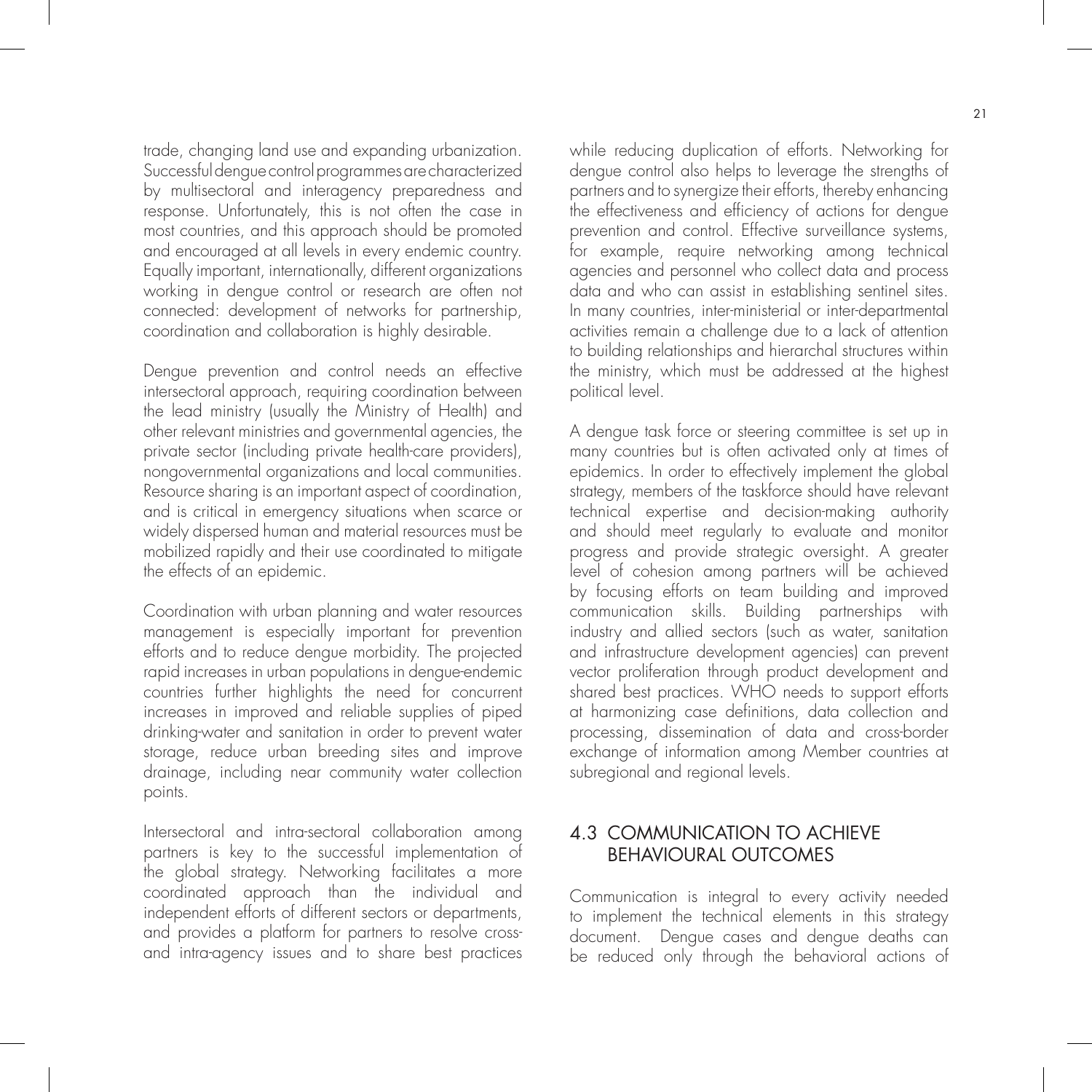trade, changing land use and expanding urbanization. Successful dengue control programmes are characterized by multisectoral and interagency preparedness and response. Unfortunately, this is not often the case in most countries, and this approach should be promoted and encouraged at all levels in every endemic country. Equally important, internationally, different organizations working in dengue control or research are often not connected: development of networks for partnership, coordination and collaboration is highly desirable.

Dengue prevention and control needs an effective intersectoral approach, requiring coordination between the lead ministry (usually the Ministry of Health) and other relevant ministries and governmental agencies, the private sector (including private health-care providers), nongovernmental organizations and local communities. Resource sharing is an important aspect of coordination, and is critical in emergency situations when scarce or widely dispersed human and material resources must be mobilized rapidly and their use coordinated to mitigate the effects of an epidemic.

Coordination with urban planning and water resources management is especially important for prevention efforts and to reduce dengue morbidity. The projected rapid increases in urban populations in dengue-endemic countries further highlights the need for concurrent increases in improved and reliable supplies of piped drinking-water and sanitation in order to prevent water storage, reduce urban breeding sites and improve drainage, including near community water collection points.

Intersectoral and intra-sectoral collaboration among partners is key to the successful implementation of the global strategy. Networking facilitates a more coordinated approach than the individual and independent efforts of different sectors or departments, and provides a platform for partners to resolve cross- and intra-agency issues and to share best practices while reducing duplication of efforts. Networking for dengue control also helps to leverage the strengths of partners and to synergize their efforts, thereby enhancing the effectiveness and efficiency of actions for dengue prevention and control. Effective surveillance systems, for example, require networking among technical agencies and personnel who collect data and process data and who can assist in establishing sentinel sites. In many countries, inter-ministerial or inter-departmental activities remain a challenge due to a lack of attention to building relationships and hierarchal structures within the ministry, which must be addressed at the highest political level.

A dengue task force or steering committee is set up in many countries but is often activated only at times of epidemics. In order to effectively implement the global strategy, members of the taskforce should have relevant technical expertise and decision-making authority and should meet regularly to evaluate and monitor progress and provide strategic oversight. A greater level of cohesion among partners will be achieved by focusing efforts on team building and improved communication skills. Building partnerships with industry and allied sectors (such as water, sanitation and infrastructure development agencies) can prevent vector proliferation through product development and shared best practices. WHO needs to support efforts at harmonizing case definitions, data collection and processing, dissemination of data and cross-border exchange of information among Member countries at subregional and regional levels.

## 4.3 COMMUNICATION TO ACHIEVE BEHAVIOURAL OUTCOMES

Communication is integral to every activity needed to implement the technical elements in this strategy document. Dengue cases and dengue deaths can be reduced only through the behavioral actions of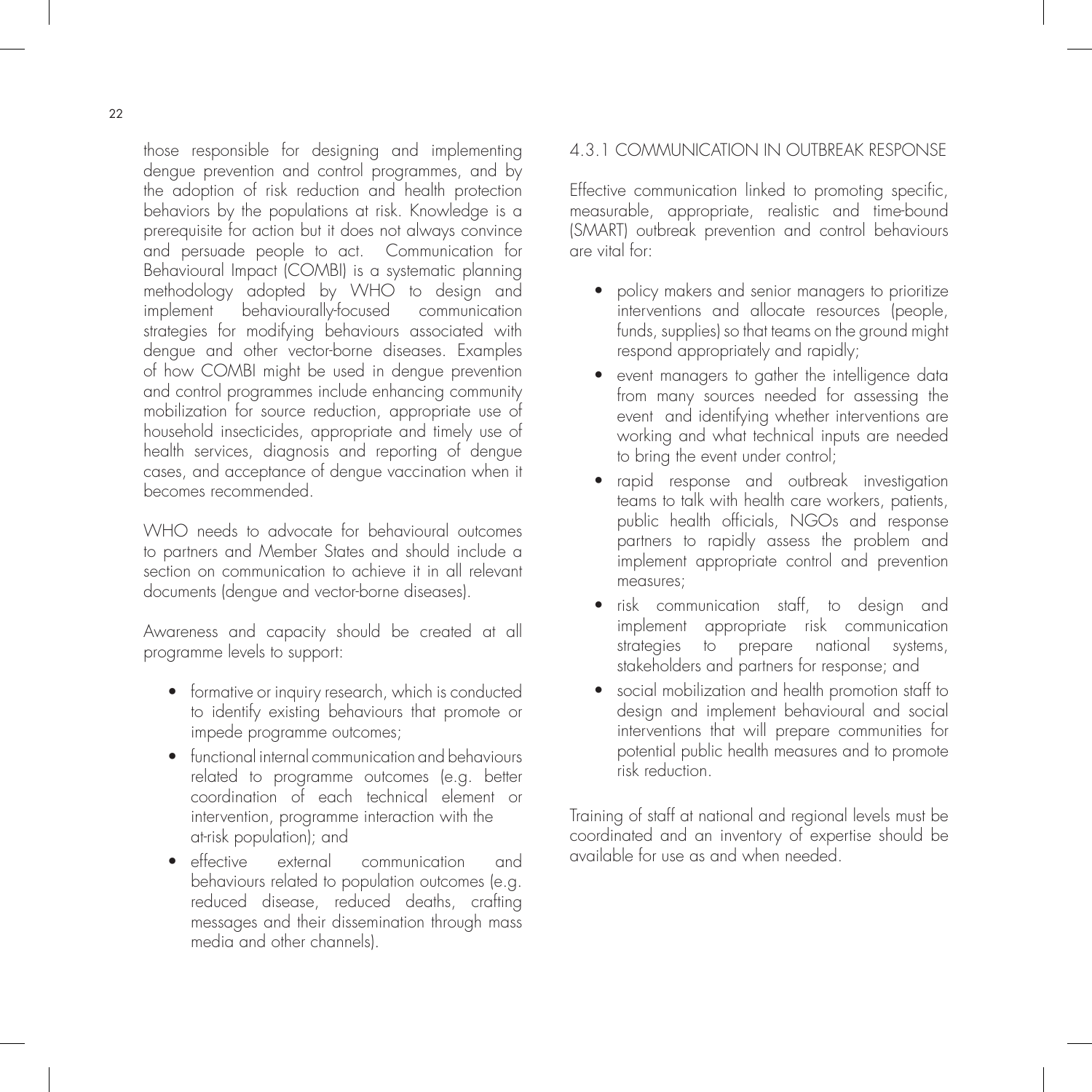those responsible for designing and implementing dengue prevention and control programmes, and by the adoption of risk reduction and health protection behaviors by the populations at risk. Knowledge is a prerequisite for action but it does not always convince and persuade people to act. Communication for Behavioural Impact (COMBI) is a systematic planning methodology adopted by WHO to design and implement behaviourally-focused communication strategies for modifying behaviours associated with dengue and other vector-borne diseases. Examples of how COMBI might be used in dengue prevention and control programmes include enhancing community mobilization for source reduction, appropriate use of household insecticides, appropriate and timely use of health services, diagnosis and reporting of dengue cases, and acceptance of dengue vaccination when it becomes recommended.

WHO needs to advocate for behavioural outcomes to partners and Member States and should include a section on communication to achieve it in all relevant documents (dengue and vector-borne diseases).

Awareness and capacity should be created at all programme levels to support:

- formative or inquiry research, which is conducted to identify existing behaviours that promote or impede programme outcomes;
- functional internal communication and behaviours related to programme outcomes (e.g. better coordination of each technical element or intervention, programme interaction with the at-risk population); and
- effective external communication and behaviours related to population outcomes (e.g. reduced disease, reduced deaths, crafting messages and their dissemination through mass media and other channels).

### 4.3.1 COMMUNICATION IN OUTBREAK RESPONSE

Effective communication linked to promoting specific, measurable, appropriate, realistic and time-bound (SMART) outbreak prevention and control behaviours are vital for:

- policy makers and senior managers to prioritize interventions and allocate resources (people, funds, supplies) so that teams on the ground might respond appropriately and rapidly;
- event managers to gather the intelligence data from many sources needed for assessing the event and identifying whether interventions are working and what technical inputs are needed to bring the event under control;
- rapid response and outbreak investigation teams to talk with health care workers, patients, public health officials, NGOs and response partners to rapidly assess the problem and implement appropriate control and prevention measures;
- risk communication staff, to design and implement appropriate risk communication strategies to prepare national systems, stakeholders and partners for response; and
- social mobilization and health promotion staff to design and implement behavioural and social interventions that will prepare communities for potential public health measures and to promote risk reduction.

Training of staff at national and regional levels must be coordinated and an inventory of expertise should be available for use as and when needed.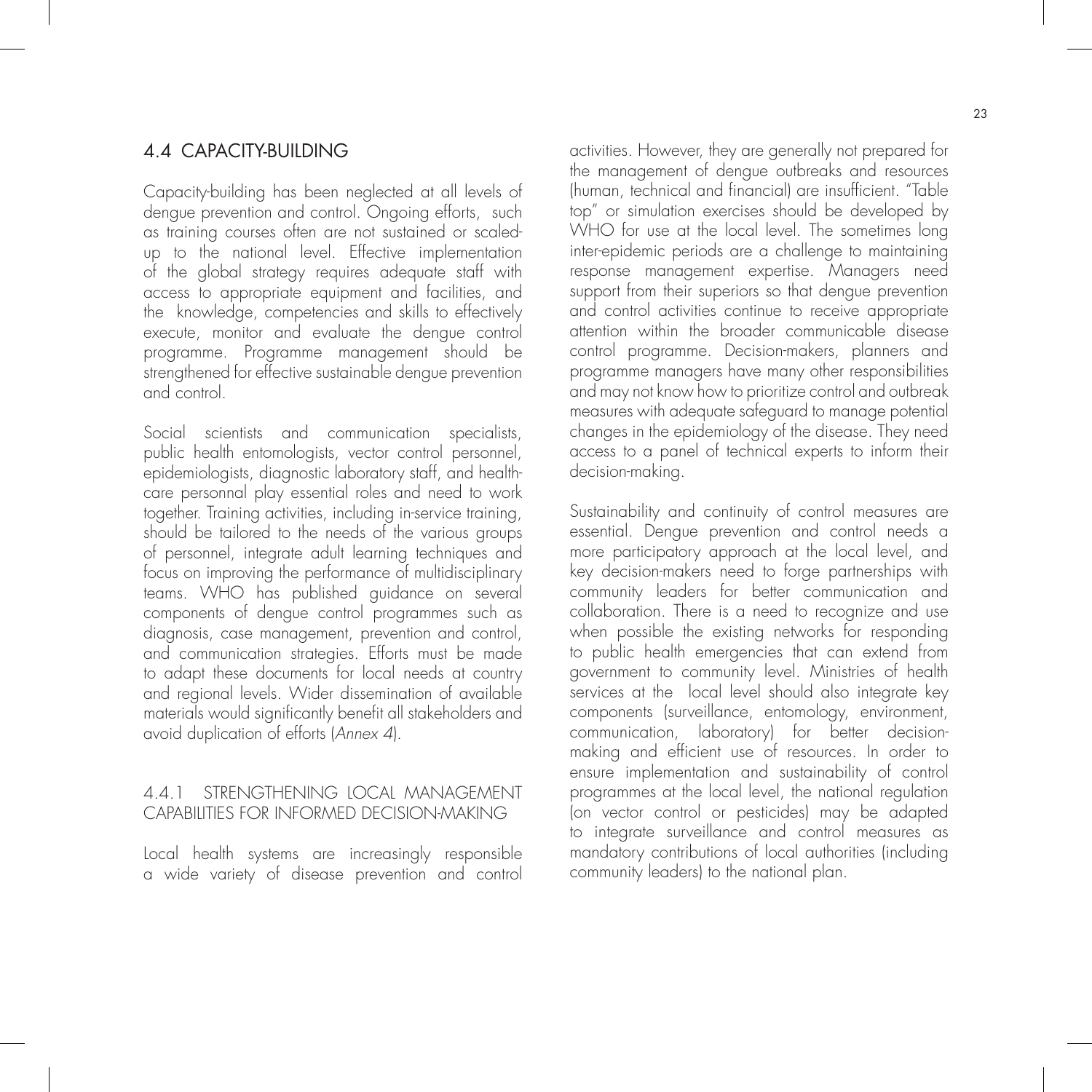## 4.4 CAPACITY-BUILDING

Capacity-building has been neglected at all levels of dengue prevention and control. Ongoing efforts, such as training courses often are not sustained or scaled-up to the national level. Effective implementation of the global strategy requires adequate staff with access to appropriate equipment and facilities, and the knowledge, competencies and skills to effectively execute, monitor and evaluate the dengue control programme. Programme management should be strengthened for effective sustainable dengue prevention and control.

Social scientists and communication specialists, public health entomologists, vector control personnel, epidemiologists, diagnostic laboratory staff, and health-care personnal play essential roles and need to work together. Training activities, including in-service training, should be tailored to the needs of the various groups of personnel, integrate adult learning techniques and focus on improving the performance of multidisciplinary teams. WHO has published guidance on several components of dengue control programmes such as diagnosis, case management, prevention and control, and communication strategies. Efforts must be made to adapt these documents for local needs at country and regional levels. Wider dissemination of available materials would significantly benefit all stakeholders and avoid duplication of efforts (*Annex 4*).

### 4.4.1 STRENGTHENING LOCAL MANAGEMENT CAPABILITIES FOR INFORMED DECISION-MAKING

Local health systems are increasingly responsible a wide variety of disease prevention and control activities. However, they are generally not prepared for the management of dengue outbreaks and resources (human, technical and financial) are insufficient. "Table top" or simulation exercises should be developed by WHO for use at the local level. The sometimes long inter-epidemic periods are a challenge to maintaining response management expertise. Managers need support from their superiors so that dengue prevention and control activities continue to receive appropriate attention within the broader communicable disease control programme. Decision-makers, planners and programme managers have many other responsibilities and may not know how to prioritize control and outbreak measures with adequate safeguard to manage potential changes in the epidemiology of the disease. They need access to a panel of technical experts to inform their decision-making.

Sustainability and continuity of control measures are essential. Dengue prevention and control needs a more participatory approach at the local level, and key decision-makers need to forge partnerships with community leaders for better communication and collaboration. There is a need to recognize and use when possible the existing networks for responding to public health emergencies that can extend from government to community level. Ministries of health services at the local level should also integrate key components (surveillance, entomology, environment, communication, laboratory) for better decision-making and efficient use of resources. In order to ensure implementation and sustainability of control programmes at the local level, the national regulation (on vector control or pesticides) may be adapted to integrate surveillance and control measures as mandatory contributions of local authorities (including community leaders) to the national plan.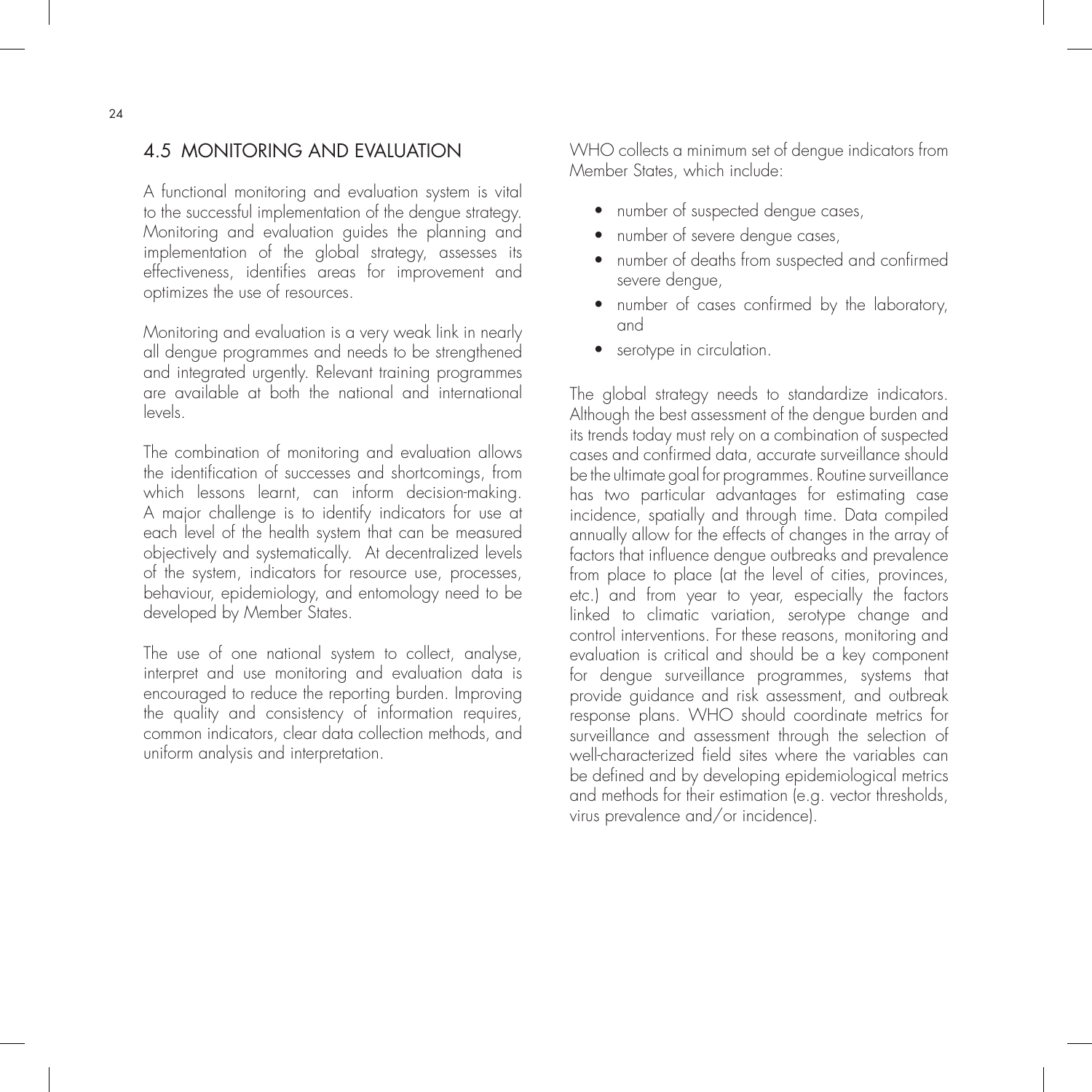## 4.5 MONITORING AND EVALUATION

A functional monitoring and evaluation system is vital to the successful implementation of the dengue strategy. Monitoring and evaluation guides the planning and implementation of the global strategy, assesses its effectiveness, identifies areas for improvement and optimizes the use of resources.

Monitoring and evaluation is a very weak link in nearly all dengue programmes and needs to be strengthened and integrated urgently. Relevant training programmes are available at both the national and international levels.

The combination of monitoring and evaluation allows the identification of successes and shortcomings, from which lessons learnt, can inform decision-making. A major challenge is to identify indicators for use at each level of the health system that can be measured objectively and systematically. At decentralized levels of the system, indicators for resource use, processes, behaviour, epidemiology, and entomology need to be developed by Member States.

The use of one national system to collect, analyse, interpret and use monitoring and evaluation data is encouraged to reduce the reporting burden. Improving the quality and consistency of information requires, common indicators, clear data collection methods, and uniform analysis and interpretation.

WHO collects a minimum set of dengue indicators from Member States, which include:

- number of suspected dengue cases,
- number of severe dengue cases,
- number of deaths from suspected and confirmed severe dengue,
- number of cases confirmed by the laboratory, and
- serotype in circulation.

The global strategy needs to standardize indicators. Although the best assessment of the dengue burden and its trends today must rely on a combination of suspected cases and confirmed data, accurate surveillance should be the ultimate goal for programmes. Routine surveillance has two particular advantages for estimating case incidence, spatially and through time. Data compiled annually allow for the effects of changes in the array of factors that influence dengue outbreaks and prevalence from place to place (at the level of cities, provinces, etc.) and from year to year, especially the factors linked to climatic variation, serotype change and control interventions. For these reasons, monitoring and evaluation is critical and should be a key component for dengue surveillance programmes, systems that provide guidance and risk assessment, and outbreak response plans. WHO should coordinate metrics for surveillance and assessment through the selection of well-characterized field sites where the variables can be defined and by developing epidemiological metrics and methods for their estimation (e.g. vector thresholds, virus prevalence and/or incidence).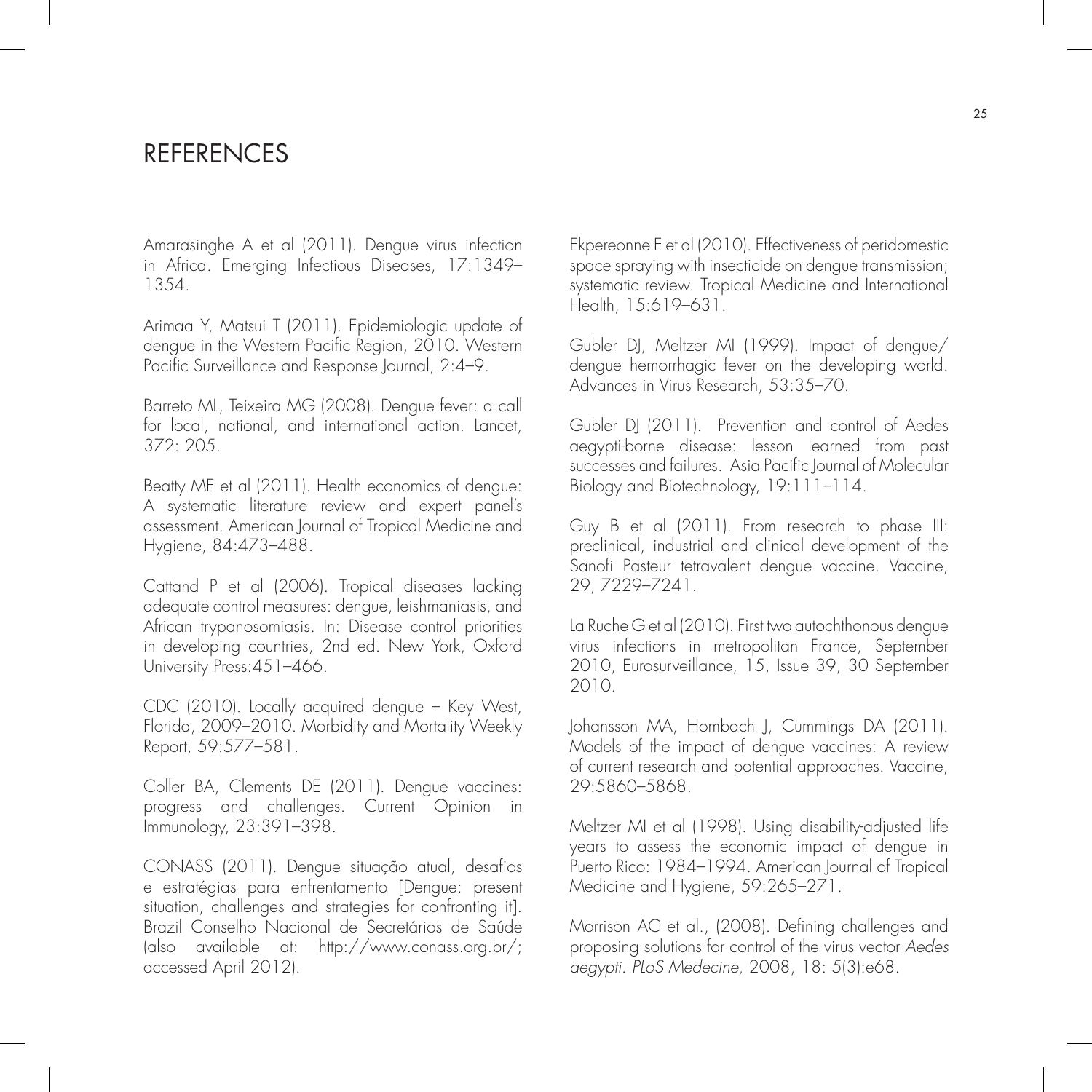# REFERENCES

Amarasinghe A et al (2011). Dengue virus infection in Africa. Emerging Infectious Diseases, 17:1349–1354.

Arimaa Y, Matsui T (2011). Epidemiologic update of dengue in the Western Pacific Region, 2010. Western Pacific Surveillance and Response Journal, 2:4–9.

Barreto ML, Teixeira MG (2008). Dengue fever: a call for local, national, and international action. Lancet, 372: 205.

Beatty ME et al (2011). Health economics of dengue: A systematic literature review and expert panel's assessment. American Journal of Tropical Medicine and Hygiene, 84:473–488.

Cattand P et al (2006). Tropical diseases lacking adequate control measures: dengue, leishmaniasis, and African trypanosomiasis. In: Disease control priorities in developing countries, 2nd ed. New York, Oxford University Press:451–466.

CDC (2010). Locally acquired dengue – Key West, Florida, 2009–2010. Morbidity and Mortality Weekly Report, 59:577–581.

Coller BA, Clements DE (2011). Dengue vaccines: progress and challenges. Current Opinion in Immunology, 23:391–398.

CONASS (2011). Dengue situação atual, desafios e estratégias para enfrentamento [Dengue: present situation, challenges and strategies for confronting it]. Brazil Conselho Nacional de Secretários de Saúde (also available at: http://www.conass.org.br/; accessed April 2012).

Ekpereonne E et al (2010). Effectiveness of peridomestic space spraying with insecticide on dengue transmission; systematic review. Tropical Medicine and International Health, 15:619–631.

Gubler DJ, Meltzer MI (1999). Impact of dengue/dengue hemorrhagic fever on the developing world. Advances in Virus Research, 53:35–70.

Gubler DJ (2011). Prevention and control of Aedes aegypti-borne disease: lesson learned from past successes and failures. Asia Pacific Journal of Molecular Biology and Biotechnology, 19:111–114.

Guy B et al (2011). From research to phase III: preclinical, industrial and clinical development of the Sanofi Pasteur tetravalent dengue vaccine. Vaccine, 29, 7229–7241.

La Ruche G et al (2010). First two autochthonous dengue virus infections in metropolitan France, September 2010, Eurosurveillance, 15, Issue 39, 30 September 2010.

Johansson MA, Hombach J, Cummings DA (2011). Models of the impact of dengue vaccines: A review of current research and potential approaches. Vaccine, 29:5860–5868.

Meltzer MI et al (1998). Using disability-adjusted life years to assess the economic impact of dengue in Puerto Rico: 1984–1994. American Journal of Tropical Medicine and Hygiene, 59:265–271.

Morrison AC et al., (2008). Defining challenges and proposing solutions for control of the virus vector *Aedes aegypti*. *PLoS Medecine*, 2008, 18: 5(3):e68.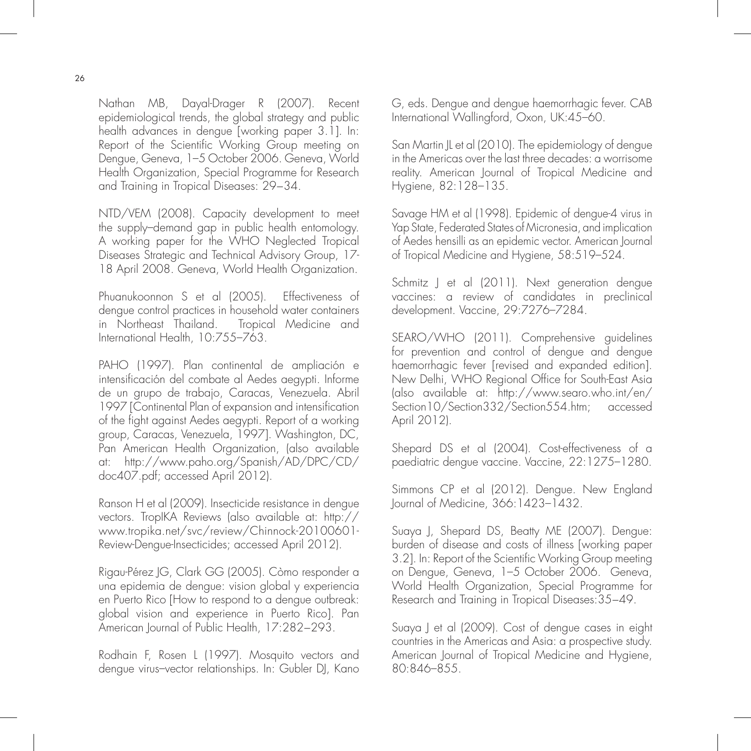Nathan MB, Dayal-Drager R (2007). Recent epidemiological trends, the global strategy and public health advances in dengue [working paper 3.1]. In: Report of the Scientific Working Group meeting on Dengue, Geneva, 1–5 October 2006. Geneva, World Health Organization, Special Programme for Research and Training in Tropical Diseases: 29–34.

NTD/VEM (2008). Capacity development to meet the supply–demand gap in public health entomology. A working paper for the WHO Neglected Tropical Diseases Strategic and Technical Advisory Group, 17-18 April 2008. Geneva, World Health Organization.

Phuanukoonnon S et al (2005). Effectiveness of dengue control practices in household water containers in Northeast Thailand. Tropical Medicine and International Health, 10:755–763.

PAHO (1997). Plan continental de ampliación e intensificación del combate al Aedes aegypti. Informe de un grupo de trabajo, Caracas, Venezuela. Abril 1997 [Continental Plan of expansion and intensification of the fight against Aedes aegypti. Report of a working group, Caracas, Venezuela, 1997]. Washington, DC, Pan American Health Organization, (also available at: http://www.paho.org/Spanish/AD/DPC/CD/doc407.pdf; accessed April 2012).

Ranson H et al (2009). Insecticide resistance in dengue vectors. TropIKA Reviews (also available at: http://www.tropika.net/svc/review/Chinnock-20100601-Review-Dengue-Insecticides; accessed April 2012).

Rigau-Pérez JG, Clark GG (2005). Còmo responder a una epidemia de dengue: vision global y experiencia en Puerto Rico [How to respond to a dengue outbreak: global vision and experience in Puerto Rico]. Pan American Journal of Public Health, 17:282–293.

Rodhain F, Rosen L (1997). Mosquito vectors and dengue virus–vector relationships. In: Gubler DJ, Kano G, eds. Dengue and dengue haemorrhagic fever. CAB International Wallingford, Oxon, UK:45–60.

San Martin JL et al (2010). The epidemiology of dengue in the Americas over the last three decades: a worrisome reality. American Journal of Tropical Medicine and Hygiene, 82:128–135.

Savage HM et al (1998). Epidemic of dengue-4 virus in Yap State, Federated States of Micronesia, and implication of Aedes hensilli as an epidemic vector. American Journal of Tropical Medicine and Hygiene, 58:519–524.

Schmitz J et al (2011). Next generation dengue vaccines: a review of candidates in preclinical development. Vaccine, 29:7276–7284.

SEARO/WHO (2011). Comprehensive guidelines for prevention and control of dengue and dengue haemorrhagic fever [revised and expanded edition]. New Delhi, WHO Regional Office for South-East Asia (also available at: http://www.searo.who.int/en/Section10/Section332/Section554.htm; accessed April 2012).

Shepard DS et al (2004). Cost-effectiveness of a paediatric dengue vaccine. Vaccine, 22:1275–1280.

Simmons CP et al (2012). Dengue. New England Journal of Medicine, 366:1423–1432.

Suaya J, Shepard DS, Beatty ME (2007). Dengue: burden of disease and costs of illness [working paper 3.2]. In: Report of the Scientific Working Group meeting on Dengue, Geneva, 1–5 October 2006. Geneva, World Health Organization, Special Programme for Research and Training in Tropical Diseases:35–49.

Suaya J et al (2009). Cost of dengue cases in eight countries in the Americas and Asia: a prospective study. American Journal of Tropical Medicine and Hygiene, 80:846–855.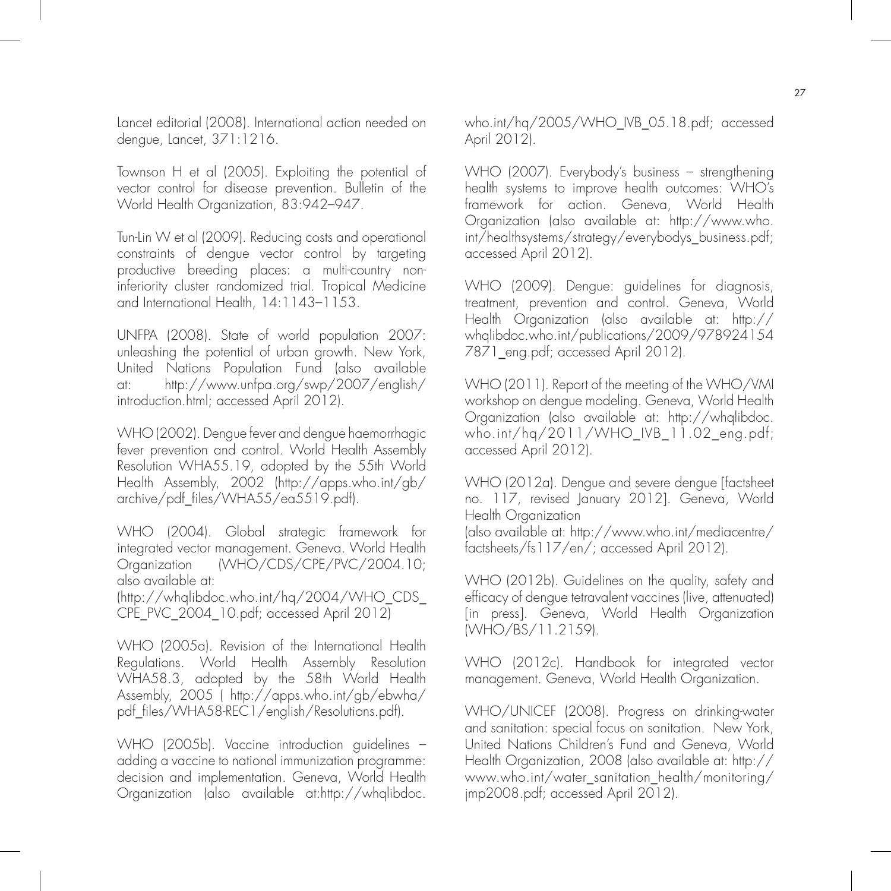Lancet editorial (2008). International action needed on dengue, Lancet, 371:1216.

Townson H et al (2005). Exploiting the potential of vector control for disease prevention. Bulletin of the World Health Organization, 83:942–947.

Tun-Lin W et al (2009). Reducing costs and operational constraints of dengue vector control by targeting productive breeding places: a multi-country non-inferiority cluster randomized trial. Tropical Medicine and International Health, 14:1143–1153.

UNFPA (2008). State of world population 2007: unleashing the potential of urban growth. New York, United Nations Population Fund (also available at: http://www.unfpa.org/swp/2007/english/introduction.html; accessed April 2012).

WHO (2002). Dengue fever and dengue haemorrhagic fever prevention and control. World Health Assembly Resolution WHA55.19, adopted by the 55th World Health Assembly, 2002 (http://apps.who.int/gb/archive/pdf_files/WHA55/ea5519.pdf).

WHO (2004). Global strategic framework for integrated vector management. Geneva. World Health Organization (WHO/CDS/CPE/PVC/2004.10; also available at:
(http://whqlibdoc.who.int/hq/2004/WHO_CDS_CPE_PVC_2004_10.pdf; accessed April 2012)

WHO (2005a). Revision of the International Health Regulations. World Health Assembly Resolution WHA58.3, adopted by the 58th World Health Assembly, 2005 ( http://apps.who.int/gb/ebwha/pdf_files/WHA58-REC1/english/Resolutions.pdf).

WHO (2005b). Vaccine introduction guidelines – adding a vaccine to national immunization programme: decision and implementation. Geneva, World Health Organization (also available at:http://whqlibdoc.who.int/hq/2005/WHO_IVB_05.18.pdf; accessed April 2012).

WHO (2007). Everybody's business – strengthening health systems to improve health outcomes: WHO's framework for action. Geneva, World Health Organization (also available at: http://www.who.int/healthsystems/strategy/everybodys_business.pdf; accessed April 2012).

WHO (2009). Dengue: guidelines for diagnosis, treatment, prevention and control. Geneva, World Health Organization (also available at: http://whqlibdoc.who.int/publications/2009/9789241547871_eng.pdf; accessed April 2012).

WHO (2011). Report of the meeting of the WHO/VMI workshop on dengue modeling. Geneva, World Health Organization (also available at: http://whqlibdoc.who.int/hq/2011/WHO_IVB_11.02_eng.pdf; accessed April 2012).

WHO (2012a). Dengue and severe dengue [factsheet no. 117, revised January 2012]. Geneva, World Health Organization
(also available at: http://www.who.int/mediacentre/factsheets/fs117/en/; accessed April 2012).

WHO (2012b). Guidelines on the quality, safety and efficacy of dengue tetravalent vaccines (live, attenuated) [in press]. Geneva, World Health Organization (WHO/BS/11.2159).

WHO (2012c). Handbook for integrated vector management. Geneva, World Health Organization.

WHO/UNICEF (2008). Progress on drinking-water and sanitation: special focus on sanitation. New York, United Nations Children's Fund and Geneva, World Health Organization, 2008 (also available at: http://www.who.int/water_sanitation_health/monitoring/jmp2008.pdf; accessed April 2012).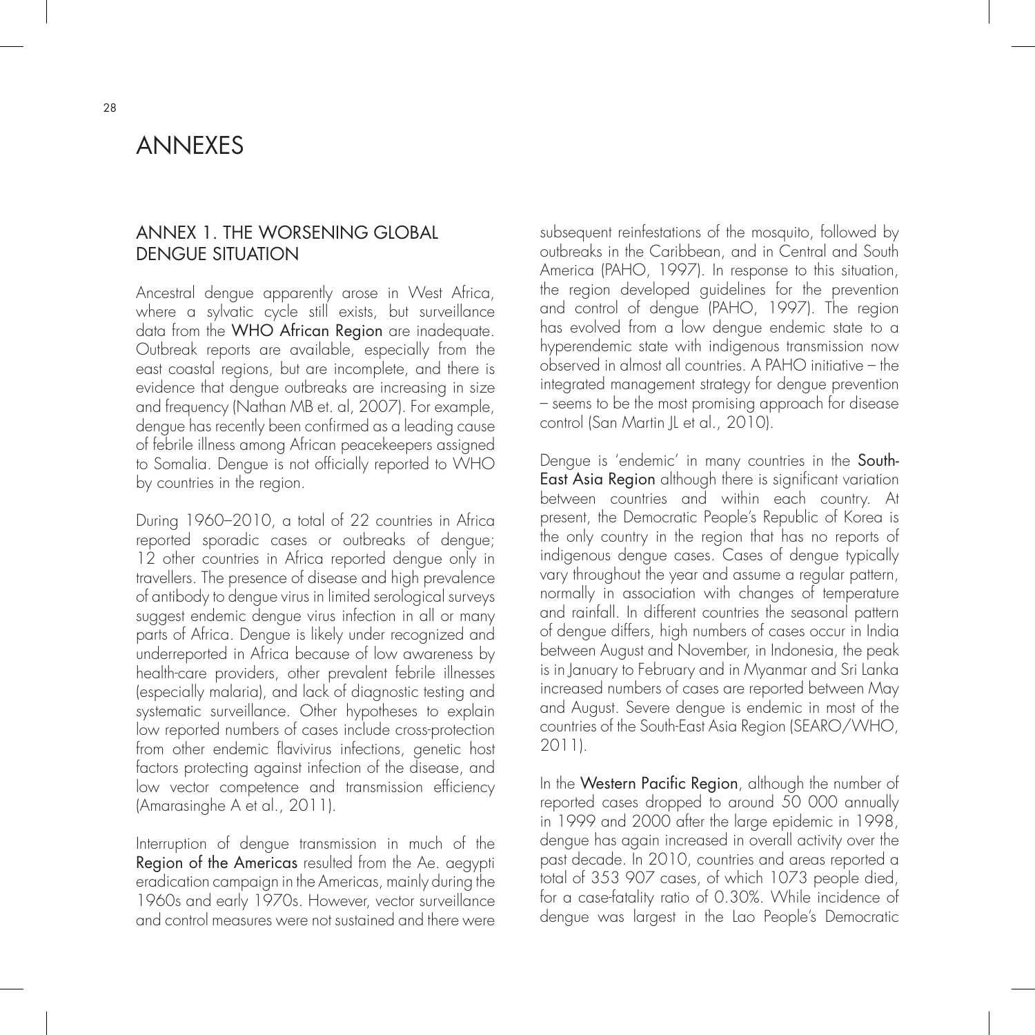# ANNEXES

## ANNEX 1. THE WORSENING GLOBAL DENGUE SITUATION

Ancestral dengue apparently arose in West Africa, where a sylvatic cycle still exists, but surveillance data from the **WHO African Region** are inadequate. Outbreak reports are available, especially from the east coastal regions, but are incomplete, and there is evidence that dengue outbreaks are increasing in size and frequency (Nathan MB et. al, 2007). For example, dengue has recently been confirmed as a leading cause of febrile illness among African peacekeepers assigned to Somalia. Dengue is not officially reported to WHO by countries in the region.

During 1960–2010, a total of 22 countries in Africa reported sporadic cases or outbreaks of dengue; 12 other countries in Africa reported dengue only in travellers. The presence of disease and high prevalence of antibody to dengue virus in limited serological surveys suggest endemic dengue virus infection in all or many parts of Africa. Dengue is likely under recognized and underreported in Africa because of low awareness by health-care providers, other prevalent febrile illnesses (especially malaria), and lack of diagnostic testing and systematic surveillance. Other hypotheses to explain low reported numbers of cases include cross-protection from other endemic flavivirus infections, genetic host factors protecting against infection of the disease, and low vector competence and transmission efficiency (Amarasinghe A et al., 2011).

Interruption of dengue transmission in much of the **Region of the Americas** resulted from the Ae. aegypti eradication campaign in the Americas, mainly during the 1960s and early 1970s. However, vector surveillance and control measures were not sustained and there were subsequent reinfestations of the mosquito, followed by outbreaks in the Caribbean, and in Central and South America (PAHO, 1997). In response to this situation, the region developed guidelines for the prevention and control of dengue (PAHO, 1997). The region has evolved from a low dengue endemic state to a hyperendemic state with indigenous transmission now observed in almost all countries. A PAHO initiative – the integrated management strategy for dengue prevention – seems to be the most promising approach for disease control (San Martin JL et al., 2010).

Dengue is 'endemic' in many countries in the **South-East Asia Region** although there is significant variation between countries and within each country. At present, the Democratic People's Republic of Korea is the only country in the region that has no reports of indigenous dengue cases. Cases of dengue typically vary throughout the year and assume a regular pattern, normally in association with changes of temperature and rainfall. In different countries the seasonal pattern of dengue differs, high numbers of cases occur in India between August and November, in Indonesia, the peak is in January to February and in Myanmar and Sri Lanka increased numbers of cases are reported between May and August. Severe dengue is endemic in most of the countries of the South-East Asia Region (SEARO/WHO, 2011).

In the **Western Pacific Region**, although the number of reported cases dropped to around 50 000 annually in 1999 and 2000 after the large epidemic in 1998, dengue has again increased in overall activity over the past decade. In 2010, countries and areas reported a total of 353 907 cases, of which 1073 people died, for a case-fatality ratio of 0.30%. While incidence of dengue was largest in the Lao People's Democratic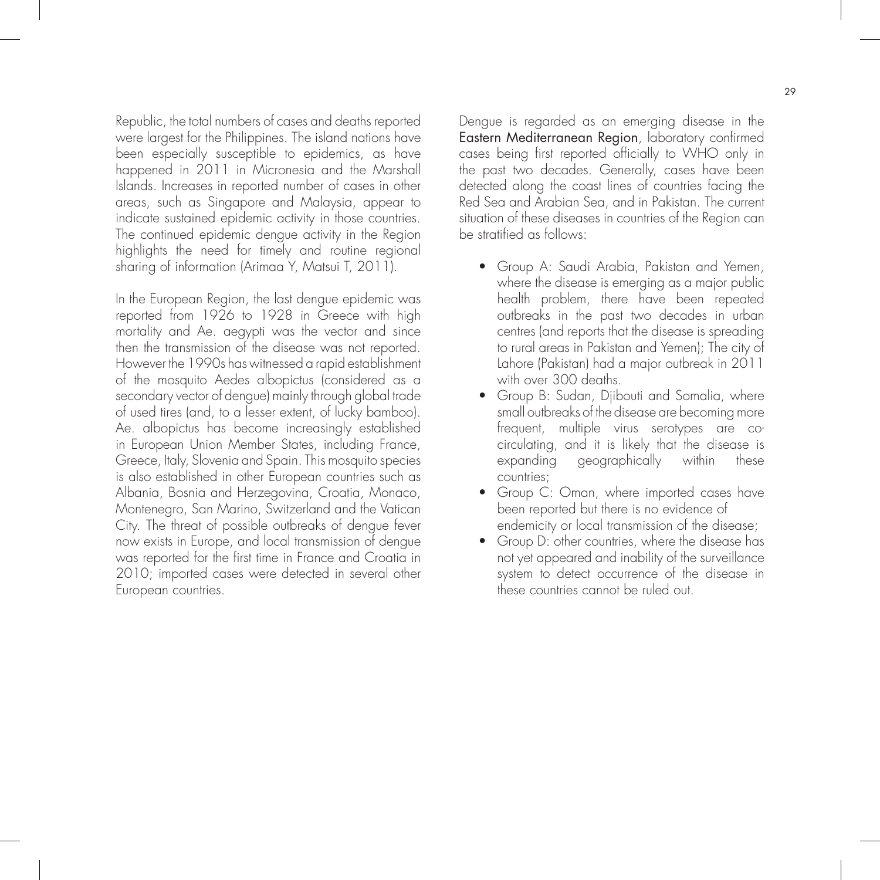Republic, the total numbers of cases and deaths reported were largest for the Philippines. The island nations have been especially susceptible to epidemics, as have happened in 2011 in Micronesia and the Marshall Islands. Increases in reported number of cases in other areas, such as Singapore and Malaysia, appear to indicate sustained epidemic activity in those countries. The continued epidemic dengue activity in the Region highlights the need for timely and routine regional sharing of information (Arimaa Y, Matsui T, 2011).

In the European Region, the last dengue epidemic was reported from 1926 to 1928 in Greece with high mortality and Ae. aegypti was the vector and since then the transmission of the disease was not reported. However the 1990s has witnessed a rapid establishment of the mosquito Aedes albopictus (considered as a secondary vector of dengue) mainly through global trade of used tires (and, to a lesser extent, of lucky bamboo). Ae. albopictus has become increasingly established in European Union Member States, including France, Greece, Italy, Slovenia and Spain. This mosquito species is also established in other European countries such as Albania, Bosnia and Herzegovina, Croatia, Monaco, Montenegro, San Marino, Switzerland and the Vatican City. The threat of possible outbreaks of dengue fever now exists in Europe, and local transmission of dengue was reported for the first time in France and Croatia in 2010; imported cases were detected in several other European countries.

Dengue is regarded as an emerging disease in the Eastern Mediterranean Region, laboratory confirmed cases being first reported officially to WHO only in the past two decades. Generally, cases have been detected along the coast lines of countries facing the Red Sea and Arabian Sea, and in Pakistan. The current situation of these diseases in countries of the Region can be stratified as follows:

- Group A: Saudi Arabia, Pakistan and Yemen, where the disease is emerging as a major public health problem, there have been repeated outbreaks in the past two decades in urban centres (and reports that the disease is spreading to rural areas in Pakistan and Yemen); The city of Lahore (Pakistan) had a major outbreak in 2011 with over 300 deaths.
- Group B: Sudan, Djibouti and Somalia, where small outbreaks of the disease are becoming more frequent, multiple virus serotypes are co-circulating, and it is likely that the disease is expanding geographically within these countries;
- Group C: Oman, where imported cases have been reported but there is no evidence of endemicity or local transmission of the disease;
- Group D: other countries, where the disease has not yet appeared and inability of the surveillance system to detect occurrence of the disease in these countries cannot be ruled out.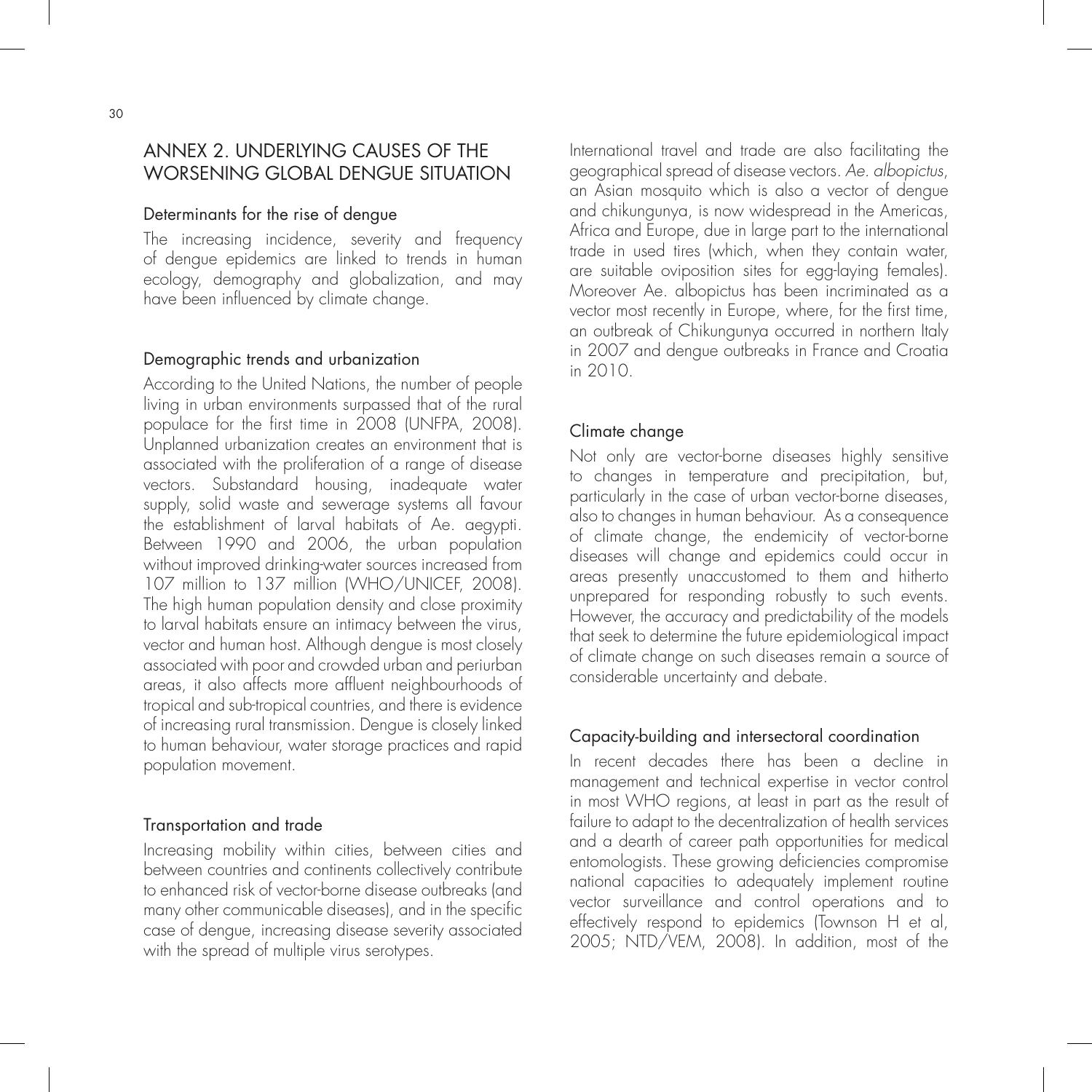# ANNEX 2. UNDERLYING CAUSES OF THE WORSENING GLOBAL DENGUE SITUATION

## Determinants for the rise of dengue

The increasing incidence, severity and frequency of dengue epidemics are linked to trends in human ecology, demography and globalization, and may have been influenced by climate change.

## Demographic trends and urbanization

According to the United Nations, the number of people living in urban environments surpassed that of the rural populace for the first time in 2008 (UNFPA, 2008). Unplanned urbanization creates an environment that is associated with the proliferation of a range of disease vectors. Substandard housing, inadequate water supply, solid waste and sewerage systems all favour the establishment of larval habitats of Ae. aegypti. Between 1990 and 2006, the urban population without improved drinking-water sources increased from 107 million to 137 million (WHO/UNICEF, 2008). The high human population density and close proximity to larval habitats ensure an intimacy between the virus, vector and human host. Although dengue is most closely associated with poor and crowded urban and periurban areas, it also affects more affluent neighbourhoods of tropical and sub-tropical countries, and there is evidence of increasing rural transmission. Dengue is closely linked to human behaviour, water storage practices and rapid population movement.

## Transportation and trade

Increasing mobility within cities, between cities and between countries and continents collectively contribute to enhanced risk of vector-borne disease outbreaks (and many other communicable diseases), and in the specific case of dengue, increasing disease severity associated with the spread of multiple virus serotypes.

International travel and trade are also facilitating the geographical spread of disease vectors. *Ae. albopictus*, an Asian mosquito which is also a vector of dengue and chikungunya, is now widespread in the Americas, Africa and Europe, due in large part to the international trade in used tires (which, when they contain water, are suitable oviposition sites for egg-laying females). Moreover Ae. albopictus has been incriminated as a vector most recently in Europe, where, for the first time, an outbreak of Chikungunya occurred in northern Italy in 2007 and dengue outbreaks in France and Croatia in 2010.

## Climate change

Not only are vector-borne diseases highly sensitive to changes in temperature and precipitation, but, particularly in the case of urban vector-borne diseases, also to changes in human behaviour. As a consequence of climate change, the endemicity of vector-borne diseases will change and epidemics could occur in areas presently unaccustomed to them and hitherto unprepared for responding robustly to such events. However, the accuracy and predictability of the models that seek to determine the future epidemiological impact of climate change on such diseases remain a source of considerable uncertainty and debate.

## Capacity-building and intersectoral coordination

In recent decades there has been a decline in management and technical expertise in vector control in most WHO regions, at least in part as the result of failure to adapt to the decentralization of health services and a dearth of career path opportunities for medical entomologists. These growing deficiencies compromise national capacities to adequately implement routine vector surveillance and control operations and to effectively respond to epidemics (Townson H et al, 2005; NTD/VEM, 2008). In addition, most of the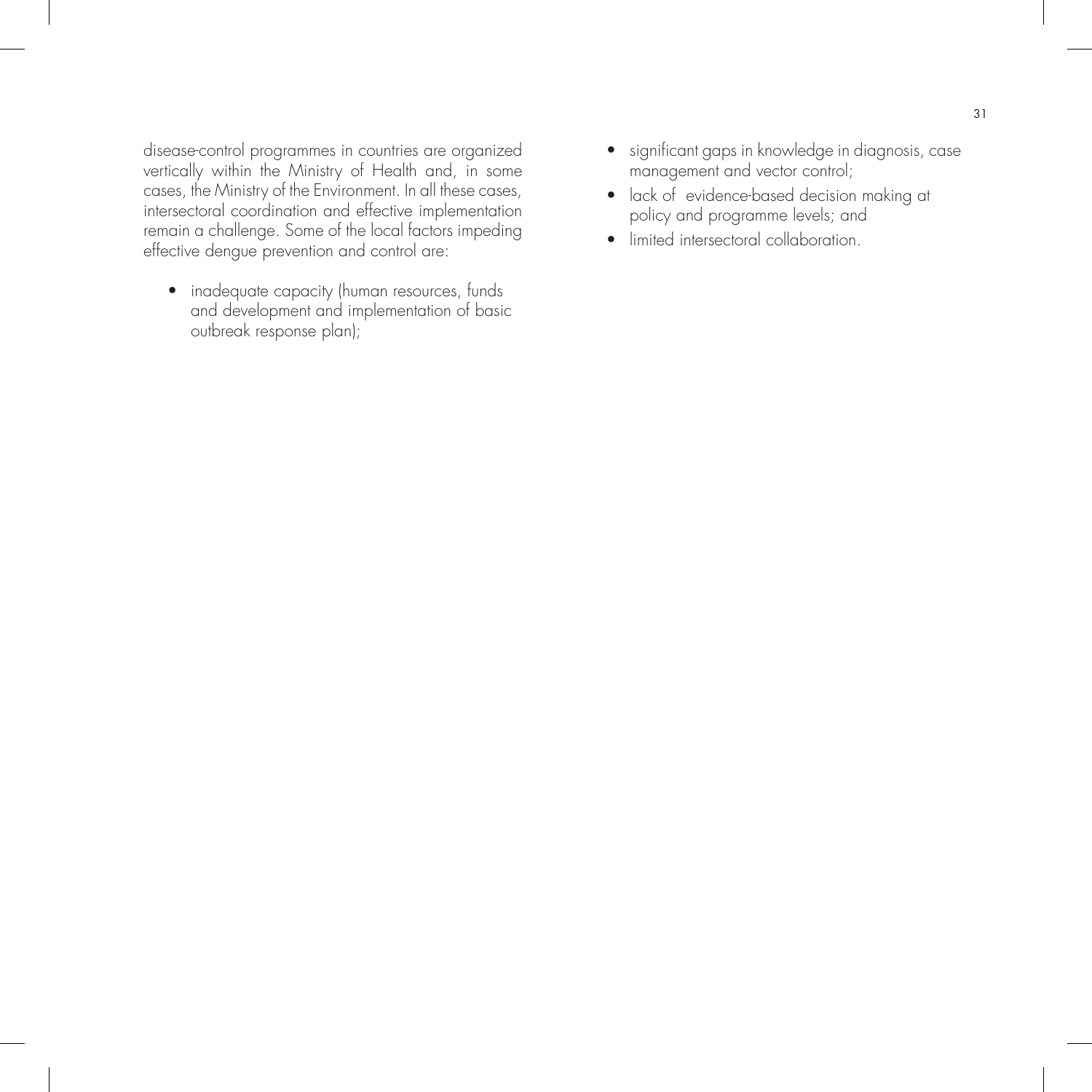disease-control programmes in countries are organized vertically within the Ministry of Health and, in some cases, the Ministry of the Environment. In all these cases, intersectoral coordination and effective implementation remain a challenge. Some of the local factors impeding effective dengue prevention and control are:

- inadequate capacity (human resources, funds and development and implementation of basic outbreak response plan);
- significant gaps in knowledge in diagnosis, case management and vector control;
- lack of evidence-based decision making at policy and programme levels; and
- limited intersectoral collaboration.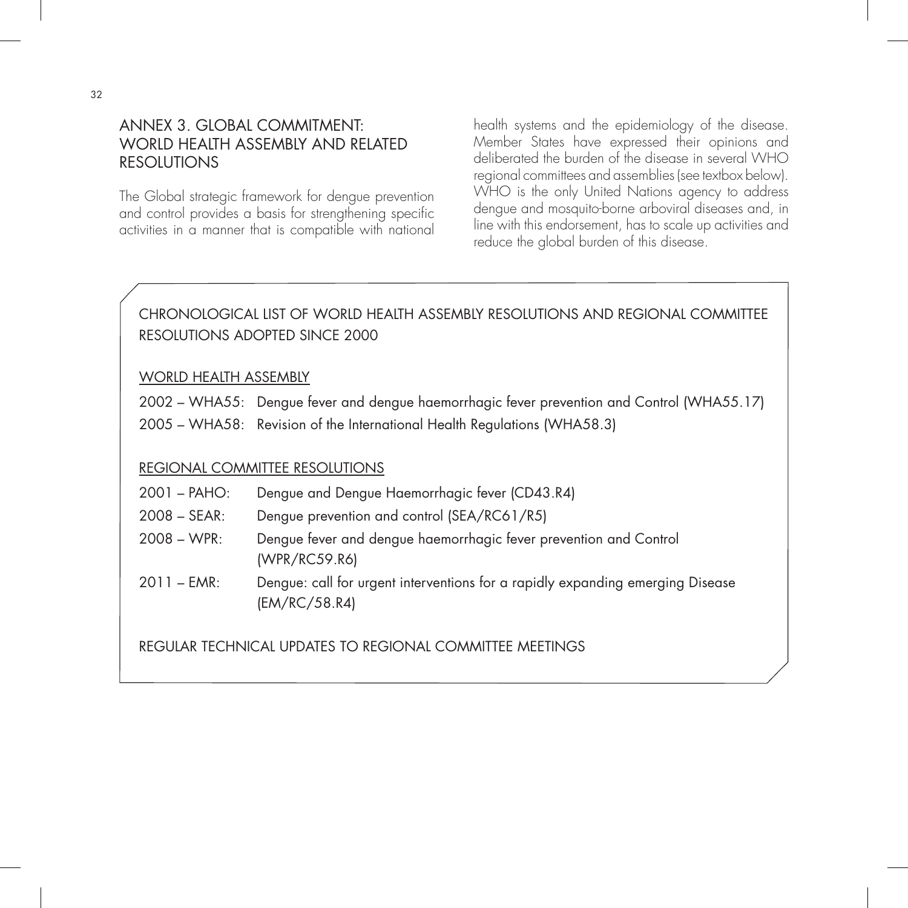## ANNEX 3. GLOBAL COMMITMENT: WORLD HEALTH ASSEMBLY AND RELATED RESOLUTIONS

The Global strategic framework for dengue prevention and control provides a basis for strengthening specific activities in a manner that is compatible with national health systems and the epidemiology of the disease. Member States have expressed their opinions and deliberated the burden of the disease in several WHO regional committees and assemblies (see textbox below). WHO is the only United Nations agency to address dengue and mosquito-borne arboviral diseases and, in line with this endorsement, has to scale up activities and reduce the global burden of this disease.

### CHRONOLOGICAL LIST OF WORLD HEALTH ASSEMBLY RESOLUTIONS AND REGIONAL COMMITTEE RESOLUTIONS ADOPTED SINCE 2000

#### WORLD HEALTH ASSEMBLY

| | |
|---|---|
| 2002 – WHA55: | Dengue fever and dengue haemorrhagic fever prevention and Control (WHA55.17) |
| 2005 – WHA58: | Revision of the International Health Regulations (WHA58.3) |

#### REGIONAL COMMITTEE RESOLUTIONS

| | |
|---|---|
| 2001 – PAHO: | Dengue and Dengue Haemorrhagic fever (CD43.R4) |
| 2008 – SEAR: | Dengue prevention and control (SEA/RC61/R5) |
| 2008 – WPR: | Dengue fever and dengue haemorrhagic fever prevention and Control (WPR/RC59.R6) |
| 2011 – EMR: | Dengue: call for urgent interventions for a rapidly expanding emerging Disease (EM/RC/58.R4) |

REGULAR TECHNICAL UPDATES TO REGIONAL COMMITTEE MEETINGS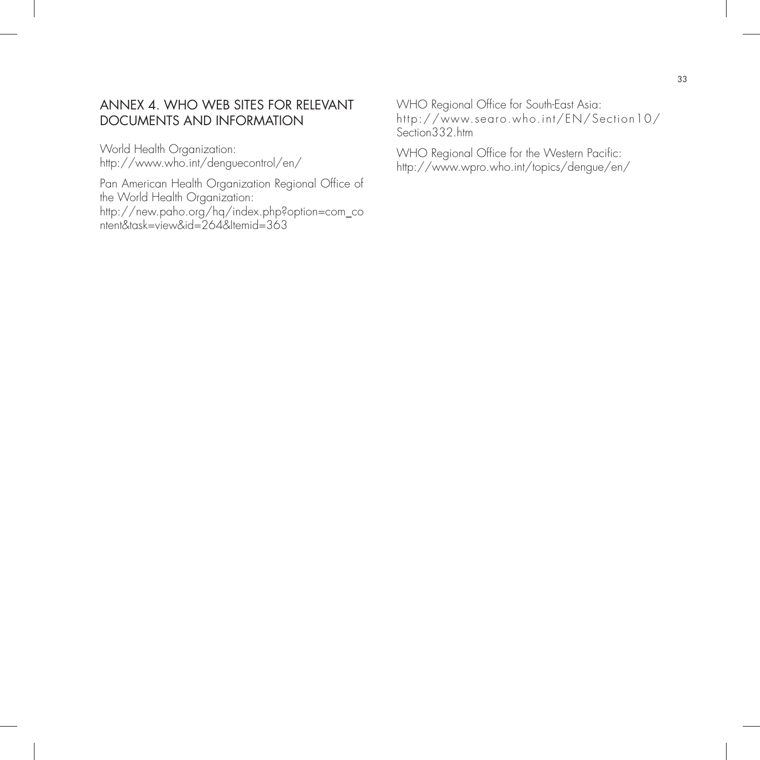# ANNEX 4. WHO WEB SITES FOR RELEVANT DOCUMENTS AND INFORMATION

World Health Organization:
http://www.who.int/denguecontrol/en/

Pan American Health Organization Regional Office of the World Health Organization:
http://new.paho.org/hq/index.php?option=com_content&task=view&id=264&Itemid=363

WHO Regional Office for South-East Asia:
http://www.searo.who.int/EN/Section10/Section332.htm

WHO Regional Office for the Western Pacific:
http://www.wpro.who.int/topics/dengue/en/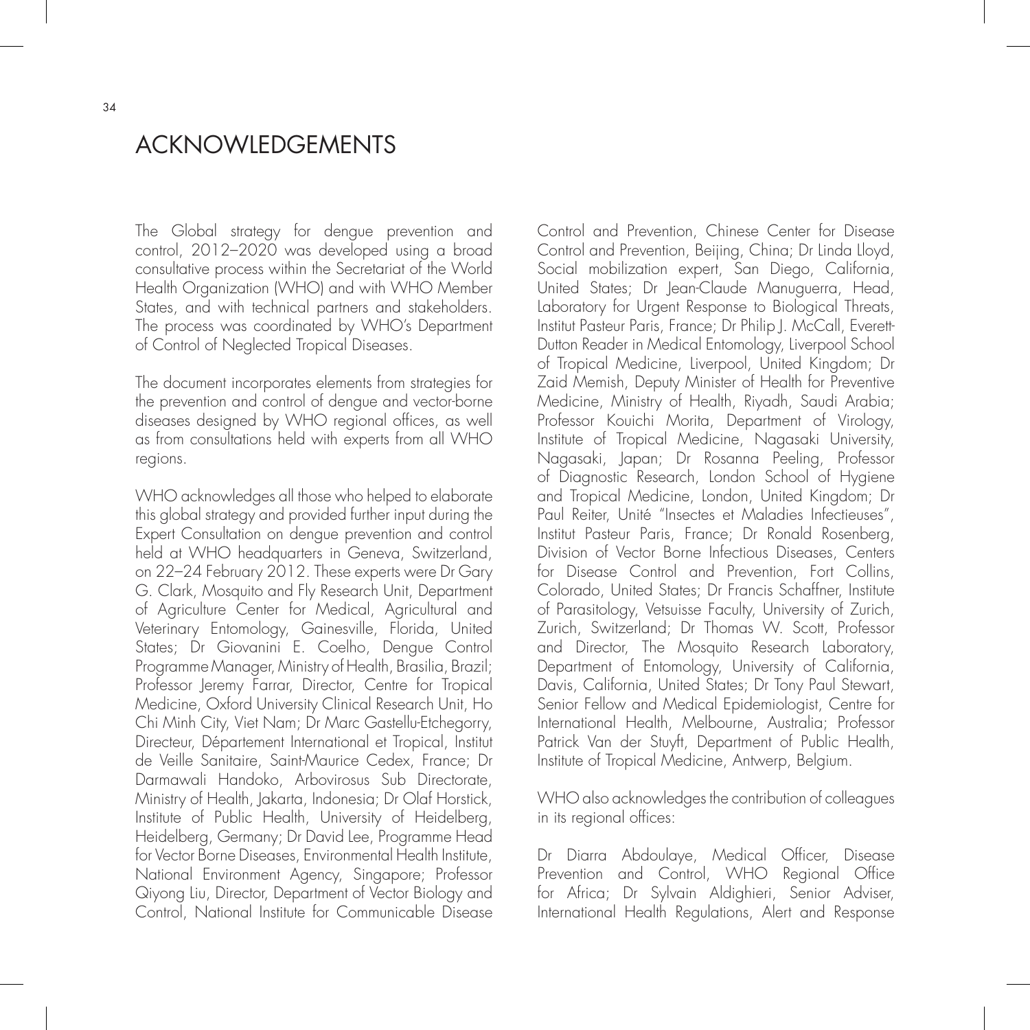# ACKNOWLEDGEMENTS

The Global strategy for dengue prevention and control, 2012–2020 was developed using a broad consultative process within the Secretariat of the World Health Organization (WHO) and with WHO Member States, and with technical partners and stakeholders. The process was coordinated by WHO's Department of Control of Neglected Tropical Diseases.

The document incorporates elements from strategies for the prevention and control of dengue and vector-borne diseases designed by WHO regional offices, as well as from consultations held with experts from all WHO regions.

WHO acknowledges all those who helped to elaborate this global strategy and provided further input during the Expert Consultation on dengue prevention and control held at WHO headquarters in Geneva, Switzerland, on 22–24 February 2012. These experts were Dr Gary G. Clark, Mosquito and Fly Research Unit, Department of Agriculture Center for Medical, Agricultural and Veterinary Entomology, Gainesville, Florida, United States; Dr Giovanini E. Coelho, Dengue Control Programme Manager, Ministry of Health, Brasilia, Brazil; Professor Jeremy Farrar, Director, Centre for Tropical Medicine, Oxford University Clinical Research Unit, Ho Chi Minh City, Viet Nam; Dr Marc Gastellu-Etchegorry, Directeur, Département International et Tropical, Institut de Veille Sanitaire, Saint-Maurice Cedex, France; Dr Darmawali Handoko, Arbovirosus Sub Directorate, Ministry of Health, Jakarta, Indonesia; Dr Olaf Horstick, Institute of Public Health, University of Heidelberg, Heidelberg, Germany; Dr David Lee, Programme Head for Vector Borne Diseases, Environmental Health Institute, National Environment Agency, Singapore; Professor Qiyong Liu, Director, Department of Vector Biology and Control, National Institute for Communicable Disease Control and Prevention, Chinese Center for Disease Control and Prevention, Beijing, China; Dr Linda Lloyd, Social mobilization expert, San Diego, California, United States; Dr Jean-Claude Manuguerra, Head, Laboratory for Urgent Response to Biological Threats, Institut Pasteur Paris, France; Dr Philip J. McCall, Everett-Dutton Reader in Medical Entomology, Liverpool School of Tropical Medicine, Liverpool, United Kingdom; Dr Zaid Memish, Deputy Minister of Health for Preventive Medicine, Ministry of Health, Riyadh, Saudi Arabia; Professor Kouichi Morita, Department of Virology, Institute of Tropical Medicine, Nagasaki University, Nagasaki, Japan; Dr Rosanna Peeling, Professor of Diagnostic Research, London School of Hygiene and Tropical Medicine, London, United Kingdom; Dr Paul Reiter, Unité "Insectes et Maladies Infectieuses", Institut Pasteur Paris, France; Dr Ronald Rosenberg, Division of Vector Borne Infectious Diseases, Centers for Disease Control and Prevention, Fort Collins, Colorado, United States; Dr Francis Schaffner, Institute of Parasitology, Vetsuisse Faculty, University of Zurich, Zurich, Switzerland; Dr Thomas W. Scott, Professor and Director, The Mosquito Research Laboratory, Department of Entomology, University of California, Davis, California, United States; Dr Tony Paul Stewart, Senior Fellow and Medical Epidemiologist, Centre for International Health, Melbourne, Australia; Professor Patrick Van der Stuyft, Department of Public Health, Institute of Tropical Medicine, Antwerp, Belgium.

WHO also acknowledges the contribution of colleagues in its regional offices:

Dr Diarra Abdoulaye, Medical Officer, Disease Prevention and Control, WHO Regional Office for Africa; Dr Sylvain Aldighieri, Senior Adviser, International Health Regulations, Alert and Response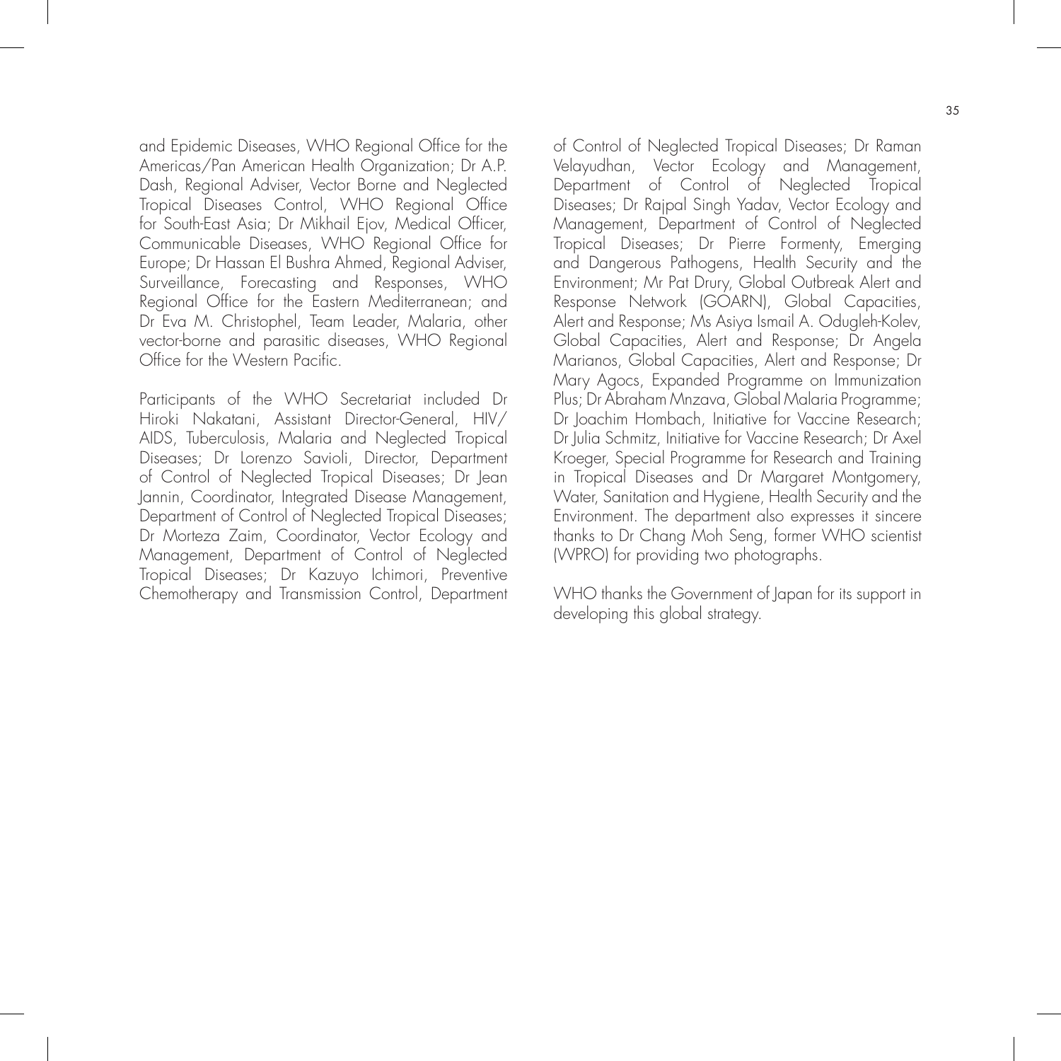and Epidemic Diseases, WHO Regional Office for the Americas/Pan American Health Organization; Dr A.P. Dash, Regional Adviser, Vector Borne and Neglected Tropical Diseases Control, WHO Regional Office for South-East Asia; Dr Mikhail Ejov, Medical Officer, Communicable Diseases, WHO Regional Office for Europe; Dr Hassan El Bushra Ahmed, Regional Adviser, Surveillance, Forecasting and Responses, WHO Regional Office for the Eastern Mediterranean; and Dr Eva M. Christophel, Team Leader, Malaria, other vector-borne and parasitic diseases, WHO Regional Office for the Western Pacific.

Participants of the WHO Secretariat included Dr Hiroki Nakatani, Assistant Director-General, HIV/AIDS, Tuberculosis, Malaria and Neglected Tropical Diseases; Dr Lorenzo Savioli, Director, Department of Control of Neglected Tropical Diseases; Dr Jean Jannin, Coordinator, Integrated Disease Management, Department of Control of Neglected Tropical Diseases; Dr Morteza Zaim, Coordinator, Vector Ecology and Management, Department of Control of Neglected Tropical Diseases; Dr Kazuyo Ichimori, Preventive Chemotherapy and Transmission Control, Department of Control of Neglected Tropical Diseases; Dr Raman Velayudhan, Vector Ecology and Management, Department of Control of Neglected Tropical Diseases; Dr Rajpal Singh Yadav, Vector Ecology and Management, Department of Control of Neglected Tropical Diseases; Dr Pierre Formenty, Emerging and Dangerous Pathogens, Health Security and the Environment; Mr Pat Drury, Global Outbreak Alert and Response Network (GOARN), Global Capacities, Alert and Response; Ms Asiya Ismail A. Odugleh-Kolev, Global Capacities, Alert and Response; Dr Angela Marianos, Global Capacities, Alert and Response; Dr Mary Agocs, Expanded Programme on Immunization Plus; Dr Abraham Mnzava, Global Malaria Programme; Dr Joachim Hombach, Initiative for Vaccine Research; Dr Julia Schmitz, Initiative for Vaccine Research; Dr Axel Kroeger, Special Programme for Research and Training in Tropical Diseases and Dr Margaret Montgomery, Water, Sanitation and Hygiene, Health Security and the Environment. The department also expresses it sincere thanks to Dr Chang Moh Seng, former WHO scientist (WPRO) for providing two photographs.

WHO thanks the Government of Japan for its support in developing this global strategy.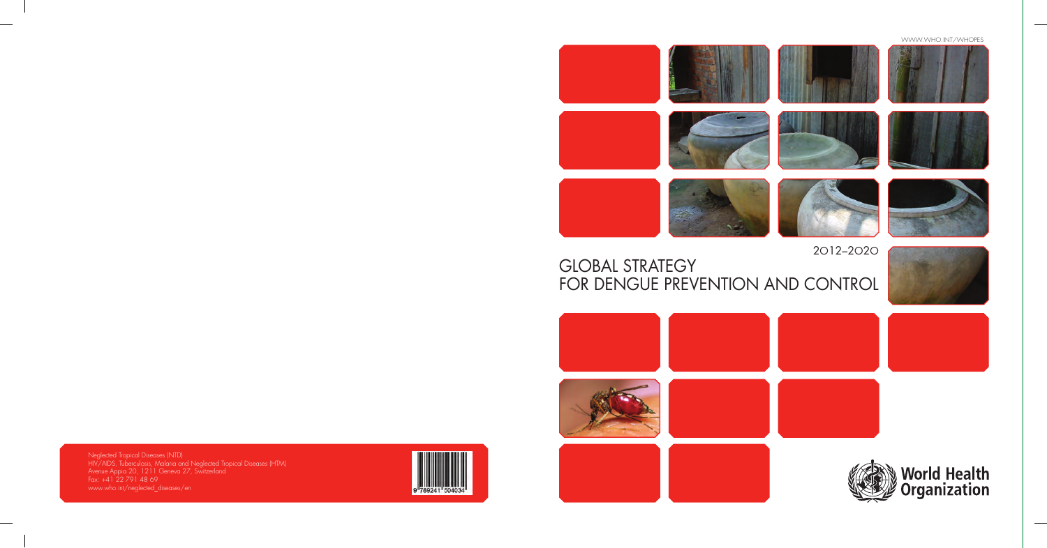Neglected Tropical Diseases (NTD)
HIV/AIDS, Tuberculosis, Malaria and Neglected Tropical Diseases (HTM)
Avenue Appia 20, 1211 Geneva 27, Switzerland
Fax: +41 22 791 48 69
www.who.int/neglected_diseases/en

WWW.WHO.INT/WHOPES

2012–2020

# GLOBAL STRATEGY FOR DENGUE PREVENTION AND CONTROL

World Health Organization